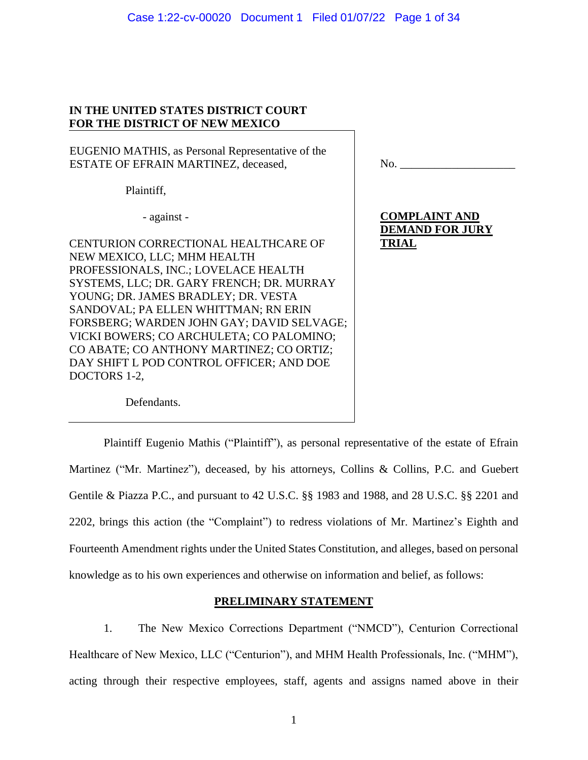**IN THE UNITED STATES DISTRICT COURT**
**FOR THE DISTRICT OF NEW MEXICO**

EUGENIO MATHIS, as Personal Representative of the ESTATE OF EFRAIN MARTINEZ, deceased,

Plaintiff,

- against -

CENTURION CORRECTIONAL HEALTHCARE OF NEW MEXICO, LLC; MHM HEALTH PROFESSIONALS, INC.; LOVELACE HEALTH SYSTEMS, LLC; DR. GARY FRENCH; DR. MURRAY YOUNG; DR. JAMES BRADLEY; DR. VESTA SANDOVAL; PA ELLEN WHITTMAN; RN ERIN FORSBERG; WARDEN JOHN GAY; DAVID SELVAGE; VICKI BOWERS; CO ARCHULETA; CO PALOMINO; CO ABATE; CO ANTHONY MARTINEZ; CO ORTIZ; DAY SHIFT L POD CONTROL OFFICER; AND DOE DOCTORS 1-2,

Defendants.

No. ____________________

**COMPLAINT AND DEMAND FOR JURY TRIAL**

Plaintiff Eugenio Mathis ("Plaintiff"), as personal representative of the estate of Efrain Martinez ("Mr. Martinez"), deceased, by his attorneys, Collins & Collins, P.C. and Guebert Gentile & Piazza P.C., and pursuant to 42 U.S.C. §§ 1983 and 1988, and 28 U.S.C. §§ 2201 and 2202, brings this action (the "Complaint") to redress violations of Mr. Martinez's Eighth and Fourteenth Amendment rights under the United States Constitution, and alleges, based on personal knowledge as to his own experiences and otherwise on information and belief, as follows:

## PRELIMINARY STATEMENT

1. The New Mexico Corrections Department ("NMCD"), Centurion Correctional Healthcare of New Mexico, LLC ("Centurion"), and MHM Health Professionals, Inc. ("MHM"), acting through their respective employees, staff, agents and assigns named above in their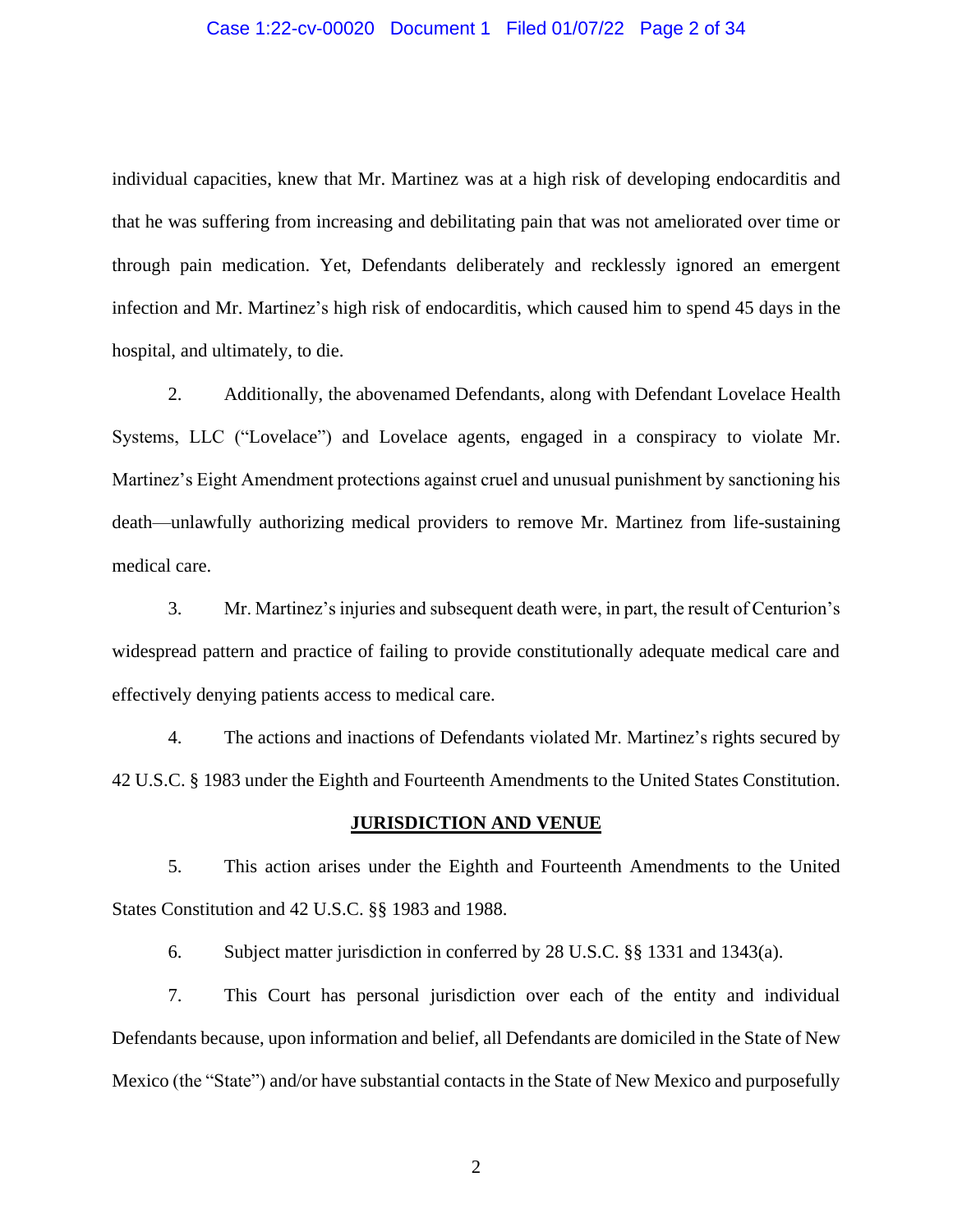individual capacities, knew that Mr. Martinez was at a high risk of developing endocarditis and that he was suffering from increasing and debilitating pain that was not ameliorated over time or through pain medication. Yet, Defendants deliberately and recklessly ignored an emergent infection and Mr. Martinez's high risk of endocarditis, which caused him to spend 45 days in the hospital, and ultimately, to die.

2. Additionally, the abovenamed Defendants, along with Defendant Lovelace Health Systems, LLC ("Lovelace") and Lovelace agents, engaged in a conspiracy to violate Mr. Martinez's Eight Amendment protections against cruel and unusual punishment by sanctioning his death—unlawfully authorizing medical providers to remove Mr. Martinez from life-sustaining medical care.

3. Mr. Martinez's injuries and subsequent death were, in part, the result of Centurion's widespread pattern and practice of failing to provide constitutionally adequate medical care and effectively denying patients access to medical care.

4. The actions and inactions of Defendants violated Mr. Martinez's rights secured by 42 U.S.C. § 1983 under the Eighth and Fourteenth Amendments to the United States Constitution.

## JURISDICTION AND VENUE

5. This action arises under the Eighth and Fourteenth Amendments to the United States Constitution and 42 U.S.C. §§ 1983 and 1988.

6. Subject matter jurisdiction in conferred by 28 U.S.C. §§ 1331 and 1343(a).

7. This Court has personal jurisdiction over each of the entity and individual Defendants because, upon information and belief, all Defendants are domiciled in the State of New Mexico (the "State") and/or have substantial contacts in the State of New Mexico and purposefully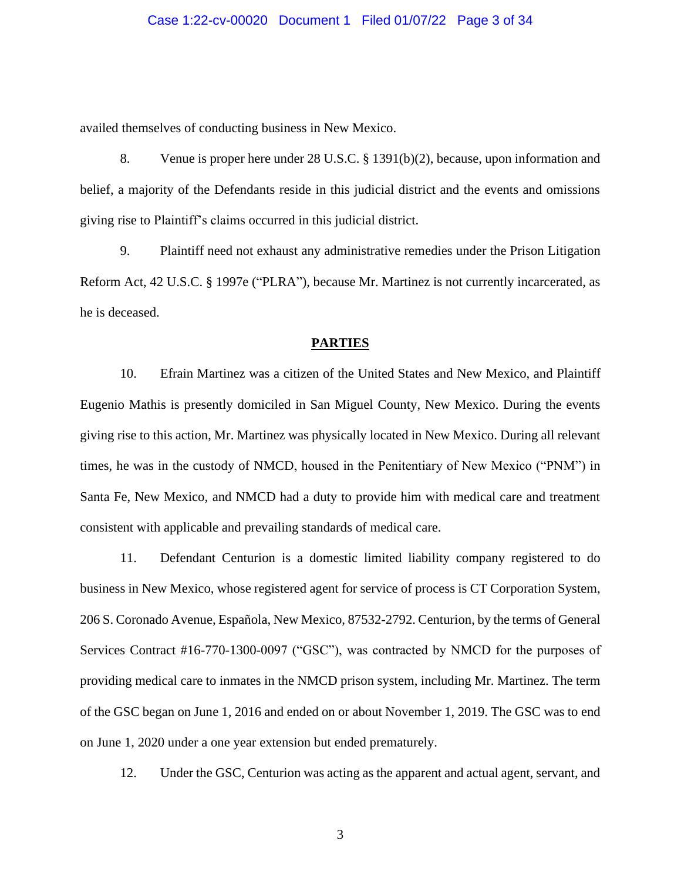availed themselves of conducting business in New Mexico.

8. Venue is proper here under 28 U.S.C. § 1391(b)(2), because, upon information and belief, a majority of the Defendants reside in this judicial district and the events and omissions giving rise to Plaintiff's claims occurred in this judicial district.

9. Plaintiff need not exhaust any administrative remedies under the Prison Litigation Reform Act, 42 U.S.C. § 1997e ("PLRA"), because Mr. Martinez is not currently incarcerated, as he is deceased.

## PARTIES

10. Efrain Martinez was a citizen of the United States and New Mexico, and Plaintiff Eugenio Mathis is presently domiciled in San Miguel County, New Mexico. During the events giving rise to this action, Mr. Martinez was physically located in New Mexico. During all relevant times, he was in the custody of NMCD, housed in the Penitentiary of New Mexico ("PNM") in Santa Fe, New Mexico, and NMCD had a duty to provide him with medical care and treatment consistent with applicable and prevailing standards of medical care.

11. Defendant Centurion is a domestic limited liability company registered to do business in New Mexico, whose registered agent for service of process is CT Corporation System, 206 S. Coronado Avenue, Española, New Mexico, 87532-2792. Centurion, by the terms of General Services Contract #16-770-1300-0097 ("GSC"), was contracted by NMCD for the purposes of providing medical care to inmates in the NMCD prison system, including Mr. Martinez. The term of the GSC began on June 1, 2016 and ended on or about November 1, 2019. The GSC was to end on June 1, 2020 under a one year extension but ended prematurely.

12. Under the GSC, Centurion was acting as the apparent and actual agent, servant, and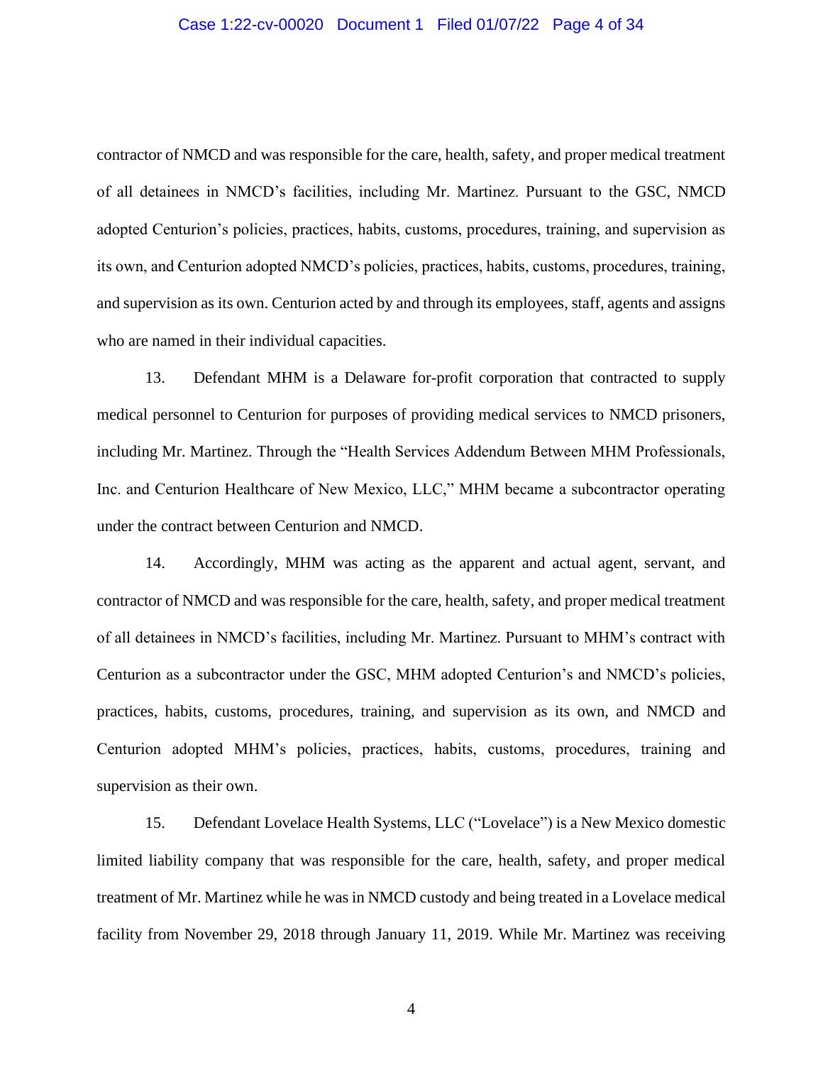contractor of NMCD and was responsible for the care, health, safety, and proper medical treatment of all detainees in NMCD's facilities, including Mr. Martinez. Pursuant to the GSC, NMCD adopted Centurion's policies, practices, habits, customs, procedures, training, and supervision as its own, and Centurion adopted NMCD's policies, practices, habits, customs, procedures, training, and supervision as its own. Centurion acted by and through its employees, staff, agents and assigns who are named in their individual capacities.

13. Defendant MHM is a Delaware for-profit corporation that contracted to supply medical personnel to Centurion for purposes of providing medical services to NMCD prisoners, including Mr. Martinez. Through the "Health Services Addendum Between MHM Professionals, Inc. and Centurion Healthcare of New Mexico, LLC," MHM became a subcontractor operating under the contract between Centurion and NMCD.

14. Accordingly, MHM was acting as the apparent and actual agent, servant, and contractor of NMCD and was responsible for the care, health, safety, and proper medical treatment of all detainees in NMCD's facilities, including Mr. Martinez. Pursuant to MHM's contract with Centurion as a subcontractor under the GSC, MHM adopted Centurion's and NMCD's policies, practices, habits, customs, procedures, training, and supervision as its own, and NMCD and Centurion adopted MHM's policies, practices, habits, customs, procedures, training and supervision as their own.

15. Defendant Lovelace Health Systems, LLC ("Lovelace") is a New Mexico domestic limited liability company that was responsible for the care, health, safety, and proper medical treatment of Mr. Martinez while he was in NMCD custody and being treated in a Lovelace medical facility from November 29, 2018 through January 11, 2019. While Mr. Martinez was receiving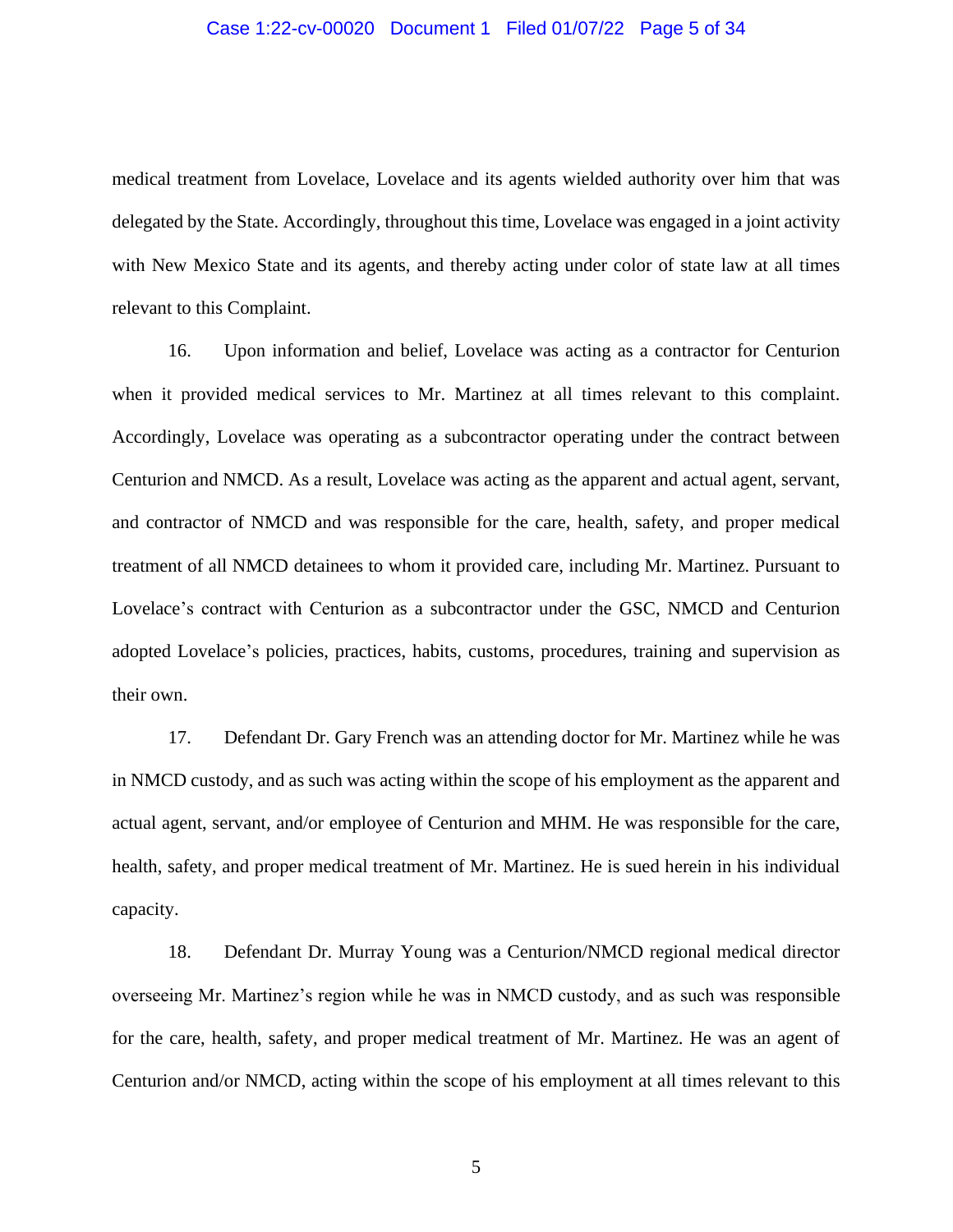medical treatment from Lovelace, Lovelace and its agents wielded authority over him that was delegated by the State. Accordingly, throughout this time, Lovelace was engaged in a joint activity with New Mexico State and its agents, and thereby acting under color of state law at all times relevant to this Complaint.

16. Upon information and belief, Lovelace was acting as a contractor for Centurion when it provided medical services to Mr. Martinez at all times relevant to this complaint. Accordingly, Lovelace was operating as a subcontractor operating under the contract between Centurion and NMCD. As a result, Lovelace was acting as the apparent and actual agent, servant, and contractor of NMCD and was responsible for the care, health, safety, and proper medical treatment of all NMCD detainees to whom it provided care, including Mr. Martinez. Pursuant to Lovelace's contract with Centurion as a subcontractor under the GSC, NMCD and Centurion adopted Lovelace's policies, practices, habits, customs, procedures, training and supervision as their own.

17. Defendant Dr. Gary French was an attending doctor for Mr. Martinez while he was in NMCD custody, and as such was acting within the scope of his employment as the apparent and actual agent, servant, and/or employee of Centurion and MHM. He was responsible for the care, health, safety, and proper medical treatment of Mr. Martinez. He is sued herein in his individual capacity.

18. Defendant Dr. Murray Young was a Centurion/NMCD regional medical director overseeing Mr. Martinez's region while he was in NMCD custody, and as such was responsible for the care, health, safety, and proper medical treatment of Mr. Martinez. He was an agent of Centurion and/or NMCD, acting within the scope of his employment at all times relevant to this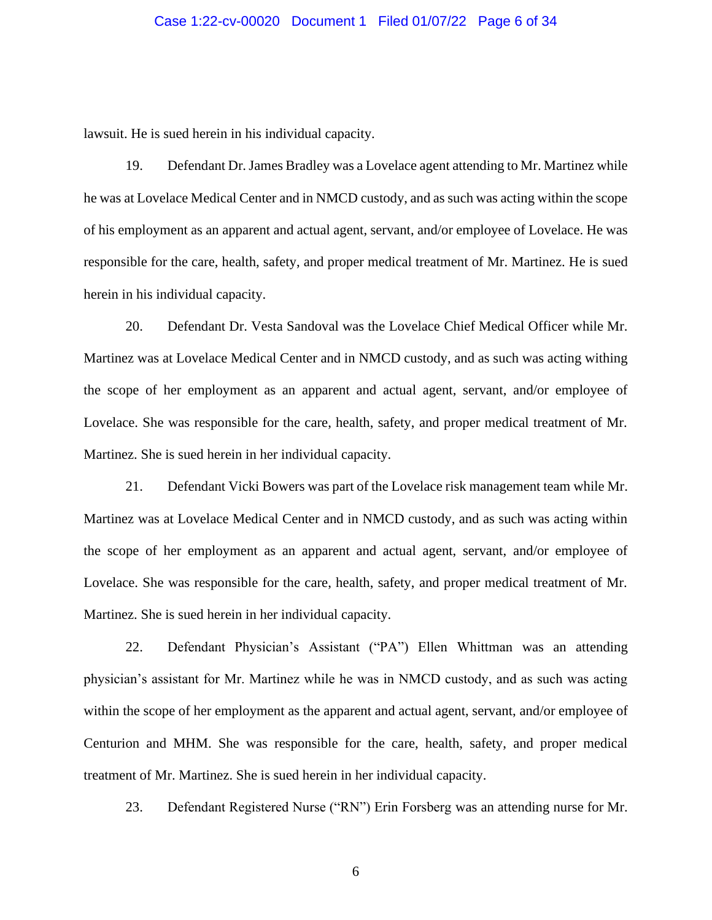lawsuit. He is sued herein in his individual capacity.

19. Defendant Dr. James Bradley was a Lovelace agent attending to Mr. Martinez while he was at Lovelace Medical Center and in NMCD custody, and as such was acting within the scope of his employment as an apparent and actual agent, servant, and/or employee of Lovelace. He was responsible for the care, health, safety, and proper medical treatment of Mr. Martinez. He is sued herein in his individual capacity.

20. Defendant Dr. Vesta Sandoval was the Lovelace Chief Medical Officer while Mr. Martinez was at Lovelace Medical Center and in NMCD custody, and as such was acting withing the scope of her employment as an apparent and actual agent, servant, and/or employee of Lovelace. She was responsible for the care, health, safety, and proper medical treatment of Mr. Martinez. She is sued herein in her individual capacity.

21. Defendant Vicki Bowers was part of the Lovelace risk management team while Mr. Martinez was at Lovelace Medical Center and in NMCD custody, and as such was acting within the scope of her employment as an apparent and actual agent, servant, and/or employee of Lovelace. She was responsible for the care, health, safety, and proper medical treatment of Mr. Martinez. She is sued herein in her individual capacity.

22. Defendant Physician's Assistant ("PA") Ellen Whittman was an attending physician's assistant for Mr. Martinez while he was in NMCD custody, and as such was acting within the scope of her employment as the apparent and actual agent, servant, and/or employee of Centurion and MHM. She was responsible for the care, health, safety, and proper medical treatment of Mr. Martinez. She is sued herein in her individual capacity.

23. Defendant Registered Nurse ("RN") Erin Forsberg was an attending nurse for Mr.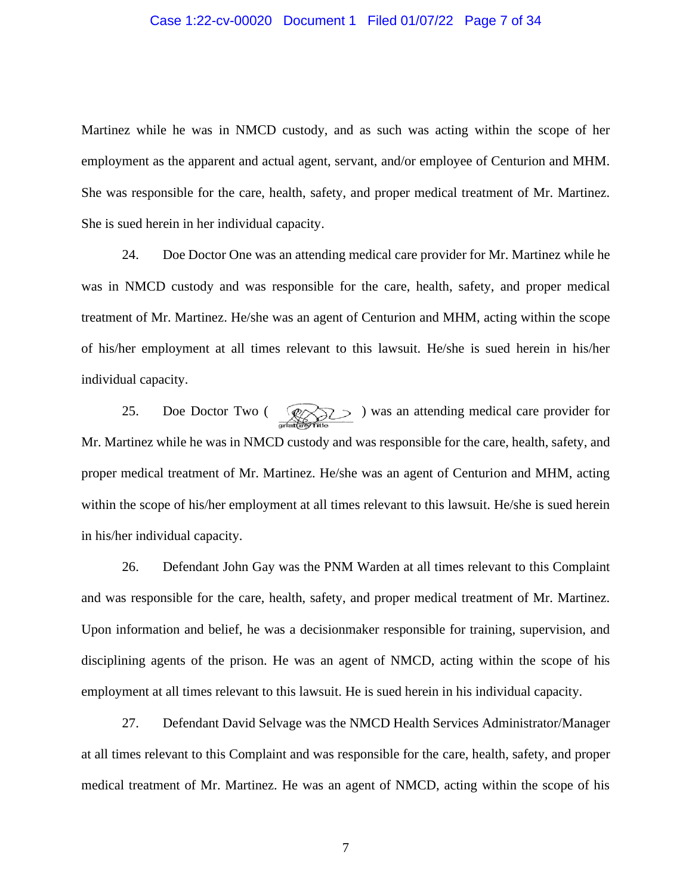Martinez while he was in NMCD custody, and as such was acting within the scope of her employment as the apparent and actual agent, servant, and/or employee of Centurion and MHM. She was responsible for the care, health, safety, and proper medical treatment of Mr. Martinez. She is sued herein in her individual capacity.

24. Doe Doctor One was an attending medical care provider for Mr. Martinez while he was in NMCD custody and was responsible for the care, health, safety, and proper medical treatment of Mr. Martinez. He/she was an agent of Centurion and MHM, acting within the scope of his/her employment at all times relevant to this lawsuit. He/she is sued herein in his/her individual capacity.

25. Doe Doctor Two ( ) was an attending medical care provider for Mr. Martinez while he was in NMCD custody and was responsible for the care, health, safety, and proper medical treatment of Mr. Martinez. He/she was an agent of Centurion and MHM, acting within the scope of his/her employment at all times relevant to this lawsuit. He/she is sued herein in his/her individual capacity.

26. Defendant John Gay was the PNM Warden at all times relevant to this Complaint and was responsible for the care, health, safety, and proper medical treatment of Mr. Martinez. Upon information and belief, he was a decisionmaker responsible for training, supervision, and disciplining agents of the prison. He was an agent of NMCD, acting within the scope of his employment at all times relevant to this lawsuit. He is sued herein in his individual capacity.

27. Defendant David Selvage was the NMCD Health Services Administrator/Manager at all times relevant to this Complaint and was responsible for the care, health, safety, and proper medical treatment of Mr. Martinez. He was an agent of NMCD, acting within the scope of his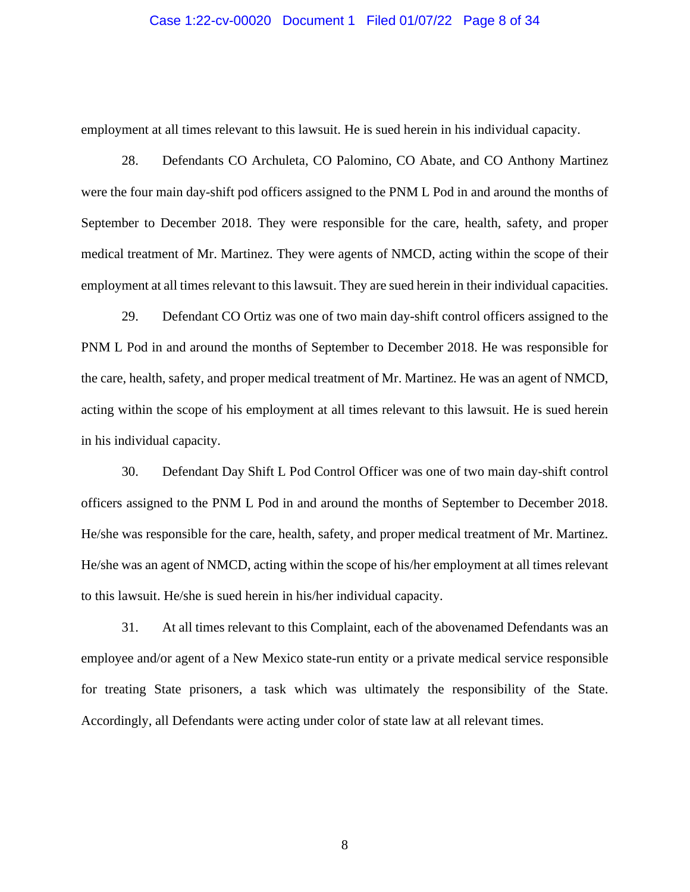employment at all times relevant to this lawsuit. He is sued herein in his individual capacity.

28. Defendants CO Archuleta, CO Palomino, CO Abate, and CO Anthony Martinez were the four main day-shift pod officers assigned to the PNM L Pod in and around the months of September to December 2018. They were responsible for the care, health, safety, and proper medical treatment of Mr. Martinez. They were agents of NMCD, acting within the scope of their employment at all times relevant to this lawsuit. They are sued herein in their individual capacities.

29. Defendant CO Ortiz was one of two main day-shift control officers assigned to the PNM L Pod in and around the months of September to December 2018. He was responsible for the care, health, safety, and proper medical treatment of Mr. Martinez. He was an agent of NMCD, acting within the scope of his employment at all times relevant to this lawsuit. He is sued herein in his individual capacity.

30. Defendant Day Shift L Pod Control Officer was one of two main day-shift control officers assigned to the PNM L Pod in and around the months of September to December 2018. He/she was responsible for the care, health, safety, and proper medical treatment of Mr. Martinez. He/she was an agent of NMCD, acting within the scope of his/her employment at all times relevant to this lawsuit. He/she is sued herein in his/her individual capacity.

31. At all times relevant to this Complaint, each of the abovenamed Defendants was an employee and/or agent of a New Mexico state-run entity or a private medical service responsible for treating State prisoners, a task which was ultimately the responsibility of the State. Accordingly, all Defendants were acting under color of state law at all relevant times.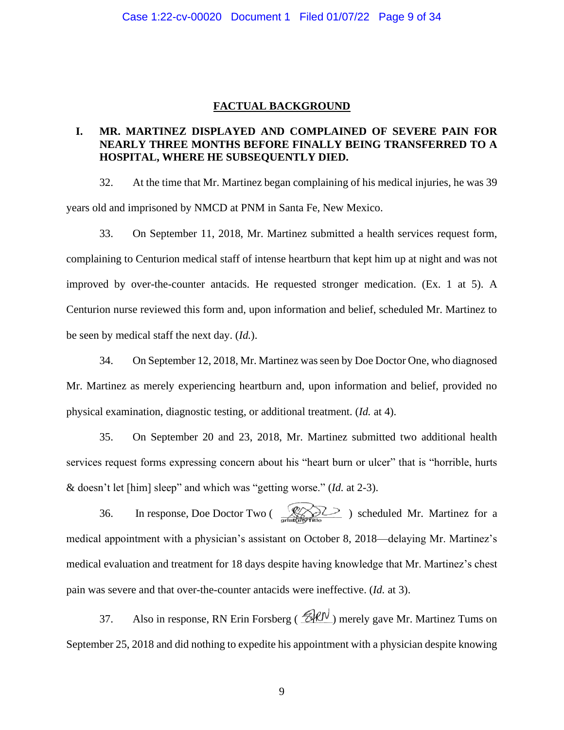## FACTUAL BACKGROUND

### I. MR. MARTINEZ DISPLAYED AND COMPLAINED OF SEVERE PAIN FOR NEARLY THREE MONTHS BEFORE FINALLY BEING TRANSFERRED TO A HOSPITAL, WHERE HE SUBSEQUENTLY DIED.

32. At the time that Mr. Martinez began complaining of his medical injuries, he was 39 years old and imprisoned by NMCD at PNM in Santa Fe, New Mexico.

33. On September 11, 2018, Mr. Martinez submitted a health services request form, complaining to Centurion medical staff of intense heartburn that kept him up at night and was not improved by over-the-counter antacids. He requested stronger medication. (Ex. 1 at 5). A Centurion nurse reviewed this form and, upon information and belief, scheduled Mr. Martinez to be seen by medical staff the next day. (*Id.*).

34. On September 12, 2018, Mr. Martinez was seen by Doe Doctor One, who diagnosed Mr. Martinez as merely experiencing heartburn and, upon information and belief, provided no physical examination, diagnostic testing, or additional treatment. (*Id.* at 4).

35. On September 20 and 23, 2018, Mr. Martinez submitted two additional health services request forms expressing concern about his "heart burn or ulcer" that is "horrible, hurts & doesn't let [him] sleep" and which was "getting worse." (*Id.* at 2-3).

36. In response, Doe Doctor Two ( [signature] ) scheduled Mr. Martinez for a medical appointment with a physician's assistant on October 8, 2018—delaying Mr. Martinez's medical evaluation and treatment for 18 days despite having knowledge that Mr. Martinez's chest pain was severe and that over-the-counter antacids were ineffective. (*Id.* at 3).

37. Also in response, RN Erin Forsberg ( [signature] ) merely gave Mr. Martinez Tums on September 25, 2018 and did nothing to expedite his appointment with a physician despite knowing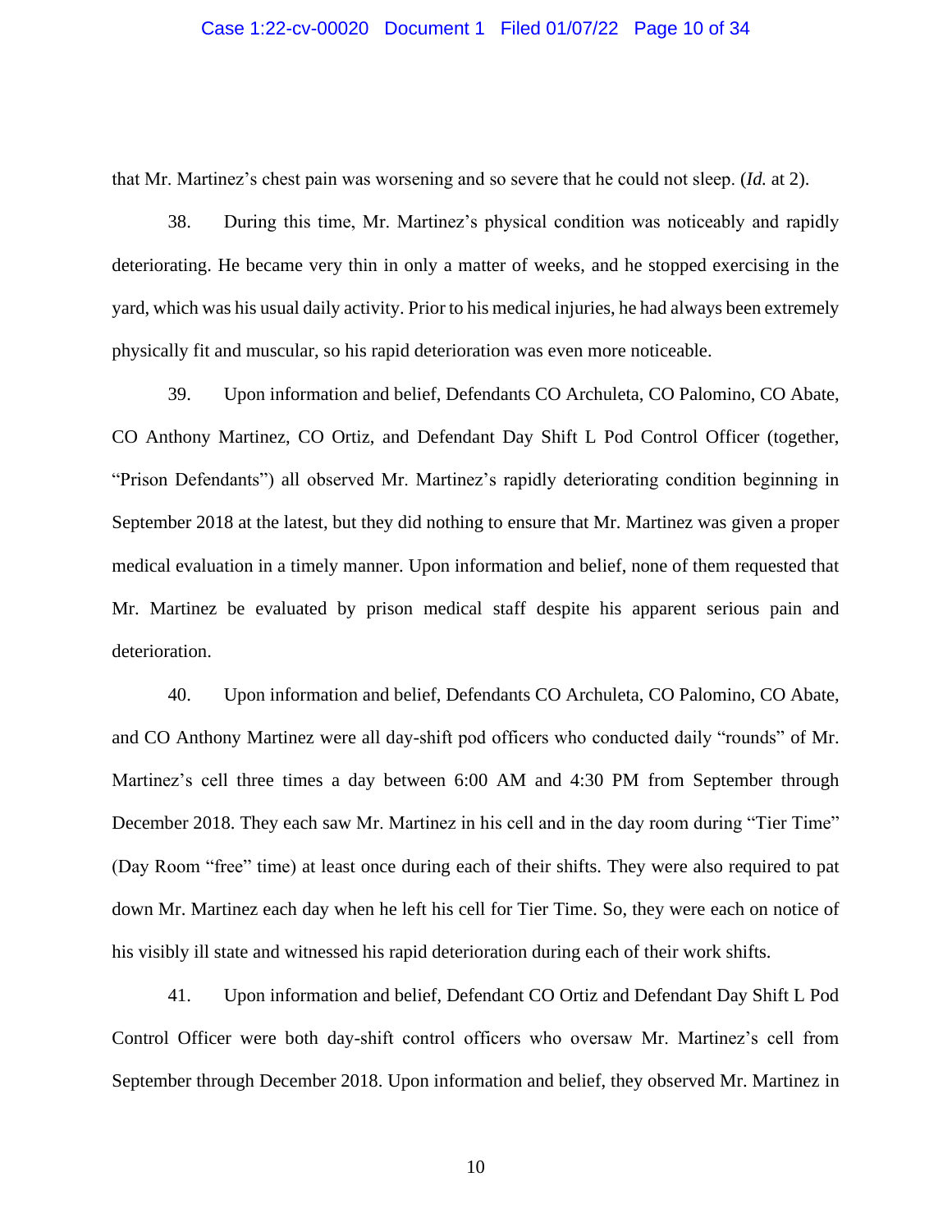that Mr. Martinez's chest pain was worsening and so severe that he could not sleep. (*Id.* at 2).

38. During this time, Mr. Martinez's physical condition was noticeably and rapidly deteriorating. He became very thin in only a matter of weeks, and he stopped exercising in the yard, which was his usual daily activity. Prior to his medical injuries, he had always been extremely physically fit and muscular, so his rapid deterioration was even more noticeable.

39. Upon information and belief, Defendants CO Archuleta, CO Palomino, CO Abate, CO Anthony Martinez, CO Ortiz, and Defendant Day Shift L Pod Control Officer (together, "Prison Defendants") all observed Mr. Martinez's rapidly deteriorating condition beginning in September 2018 at the latest, but they did nothing to ensure that Mr. Martinez was given a proper medical evaluation in a timely manner. Upon information and belief, none of them requested that Mr. Martinez be evaluated by prison medical staff despite his apparent serious pain and deterioration.

40. Upon information and belief, Defendants CO Archuleta, CO Palomino, CO Abate, and CO Anthony Martinez were all day-shift pod officers who conducted daily "rounds" of Mr. Martinez's cell three times a day between 6:00 AM and 4:30 PM from September through December 2018. They each saw Mr. Martinez in his cell and in the day room during "Tier Time" (Day Room "free" time) at least once during each of their shifts. They were also required to pat down Mr. Martinez each day when he left his cell for Tier Time. So, they were each on notice of his visibly ill state and witnessed his rapid deterioration during each of their work shifts.

41. Upon information and belief, Defendant CO Ortiz and Defendant Day Shift L Pod Control Officer were both day-shift control officers who oversaw Mr. Martinez's cell from September through December 2018. Upon information and belief, they observed Mr. Martinez in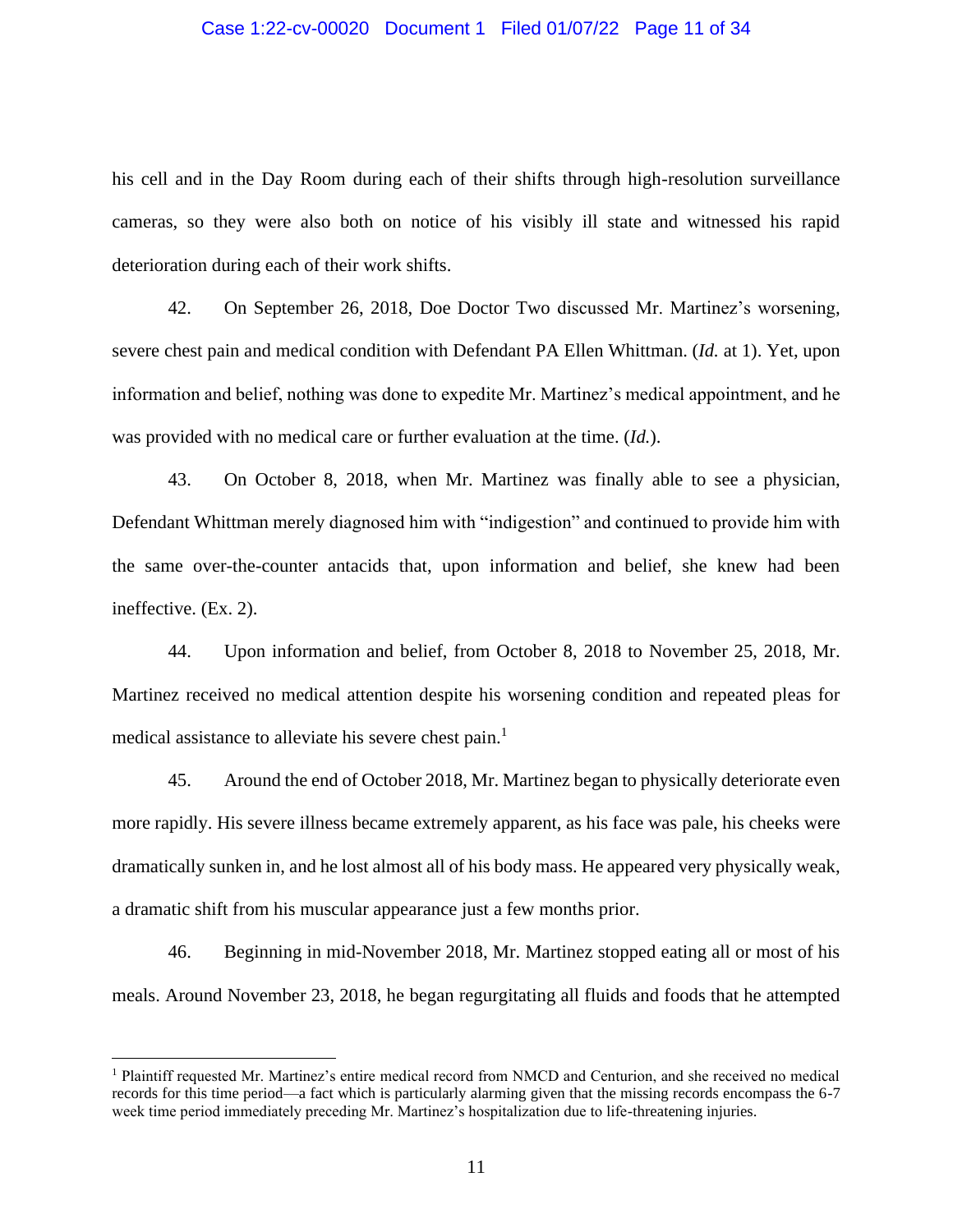his cell and in the Day Room during each of their shifts through high-resolution surveillance cameras, so they were also both on notice of his visibly ill state and witnessed his rapid deterioration during each of their work shifts.

42. On September 26, 2018, Doe Doctor Two discussed Mr. Martinez's worsening, severe chest pain and medical condition with Defendant PA Ellen Whittman. (*Id.* at 1). Yet, upon information and belief, nothing was done to expedite Mr. Martinez's medical appointment, and he was provided with no medical care or further evaluation at the time. (*Id.*).

43. On October 8, 2018, when Mr. Martinez was finally able to see a physician, Defendant Whittman merely diagnosed him with "indigestion" and continued to provide him with the same over-the-counter antacids that, upon information and belief, she knew had been ineffective. (Ex. 2).

44. Upon information and belief, from October 8, 2018 to November 25, 2018, Mr. Martinez received no medical attention despite his worsening condition and repeated pleas for medical assistance to alleviate his severe chest pain.[1]

45. Around the end of October 2018, Mr. Martinez began to physically deteriorate even more rapidly. His severe illness became extremely apparent, as his face was pale, his cheeks were dramatically sunken in, and he lost almost all of his body mass. He appeared very physically weak, a dramatic shift from his muscular appearance just a few months prior.

46. Beginning in mid-November 2018, Mr. Martinez stopped eating all or most of his meals. Around November 23, 2018, he began regurgitating all fluids and foods that he attempted

---

[1] Plaintiff requested Mr. Martinez's entire medical record from NMCD and Centurion, and she received no medical records for this time period—a fact which is particularly alarming given that the missing records encompass the 6-7 week time period immediately preceding Mr. Martinez's hospitalization due to life-threatening injuries.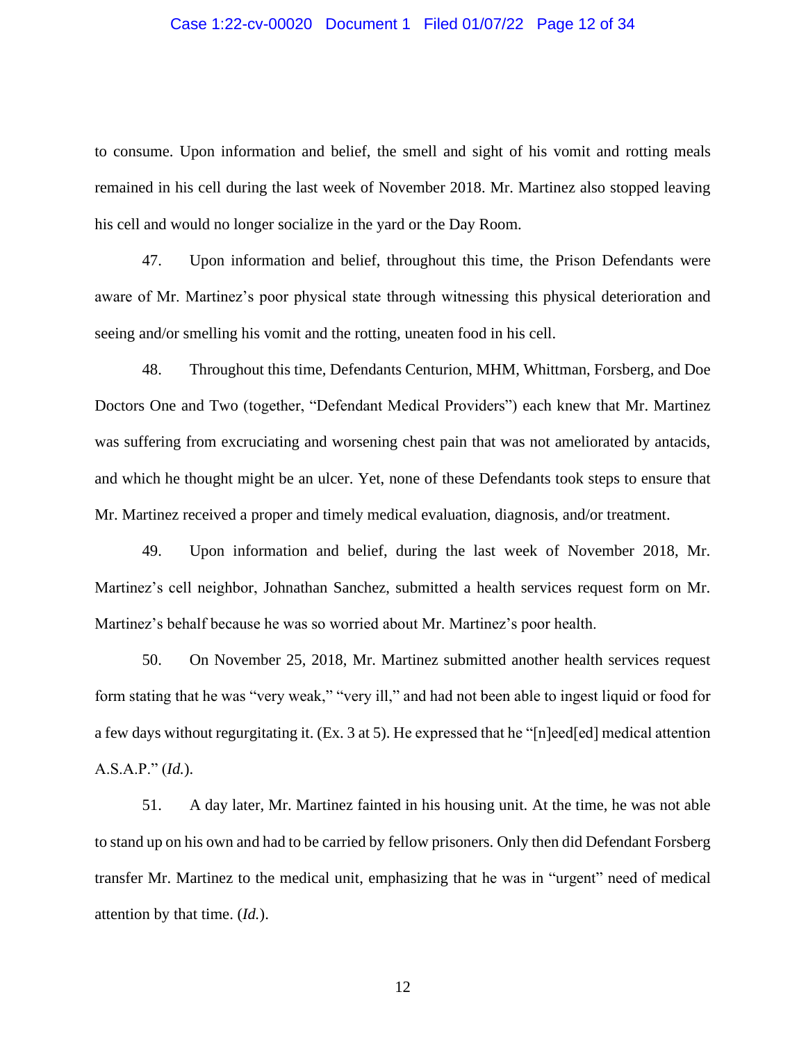to consume. Upon information and belief, the smell and sight of his vomit and rotting meals remained in his cell during the last week of November 2018. Mr. Martinez also stopped leaving his cell and would no longer socialize in the yard or the Day Room.

47. Upon information and belief, throughout this time, the Prison Defendants were aware of Mr. Martinez's poor physical state through witnessing this physical deterioration and seeing and/or smelling his vomit and the rotting, uneaten food in his cell.

48. Throughout this time, Defendants Centurion, MHM, Whittman, Forsberg, and Doe Doctors One and Two (together, "Defendant Medical Providers") each knew that Mr. Martinez was suffering from excruciating and worsening chest pain that was not ameliorated by antacids, and which he thought might be an ulcer. Yet, none of these Defendants took steps to ensure that Mr. Martinez received a proper and timely medical evaluation, diagnosis, and/or treatment.

49. Upon information and belief, during the last week of November 2018, Mr. Martinez's cell neighbor, Johnathan Sanchez, submitted a health services request form on Mr. Martinez's behalf because he was so worried about Mr. Martinez's poor health.

50. On November 25, 2018, Mr. Martinez submitted another health services request form stating that he was "very weak," "very ill," and had not been able to ingest liquid or food for a few days without regurgitating it. (Ex. 3 at 5). He expressed that he "[n]eed[ed] medical attention A.S.A.P." (*Id.*).

51. A day later, Mr. Martinez fainted in his housing unit. At the time, he was not able to stand up on his own and had to be carried by fellow prisoners. Only then did Defendant Forsberg transfer Mr. Martinez to the medical unit, emphasizing that he was in "urgent" need of medical attention by that time. (*Id.*).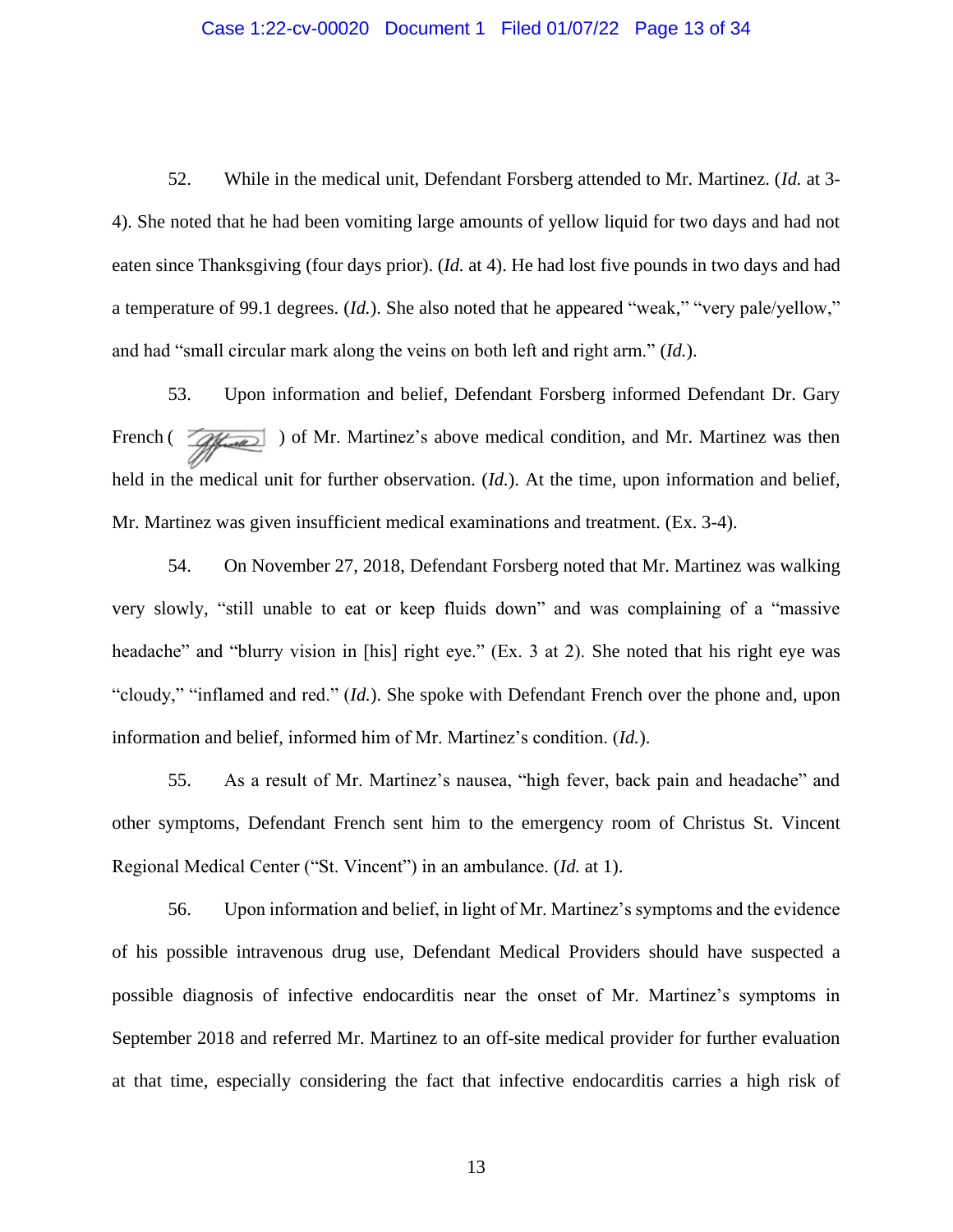52. While in the medical unit, Defendant Forsberg attended to Mr. Martinez. (*Id.* at 3-4). She noted that he had been vomiting large amounts of yellow liquid for two days and had not eaten since Thanksgiving (four days prior). (*Id.* at 4). He had lost five pounds in two days and had a temperature of 99.1 degrees. (*Id.*). She also noted that he appeared "weak," "very pale/yellow," and had "small circular mark along the veins on both left and right arm." (*Id.*).

53. Upon information and belief, Defendant Forsberg informed Defendant Dr. Gary French ( ) of Mr. Martinez's above medical condition, and Mr. Martinez was then held in the medical unit for further observation. (*Id.*). At the time, upon information and belief, Mr. Martinez was given insufficient medical examinations and treatment. (Ex. 3-4).

54. On November 27, 2018, Defendant Forsberg noted that Mr. Martinez was walking very slowly, "still unable to eat or keep fluids down" and was complaining of a "massive headache" and "blurry vision in [his] right eye." (Ex. 3 at 2). She noted that his right eye was "cloudy," "inflamed and red." (*Id.*). She spoke with Defendant French over the phone and, upon information and belief, informed him of Mr. Martinez's condition. (*Id.*).

55. As a result of Mr. Martinez's nausea, "high fever, back pain and headache" and other symptoms, Defendant French sent him to the emergency room of Christus St. Vincent Regional Medical Center ("St. Vincent") in an ambulance. (*Id.* at 1).

56. Upon information and belief, in light of Mr. Martinez's symptoms and the evidence of his possible intravenous drug use, Defendant Medical Providers should have suspected a possible diagnosis of infective endocarditis near the onset of Mr. Martinez's symptoms in September 2018 and referred Mr. Martinez to an off-site medical provider for further evaluation at that time, especially considering the fact that infective endocarditis carries a high risk of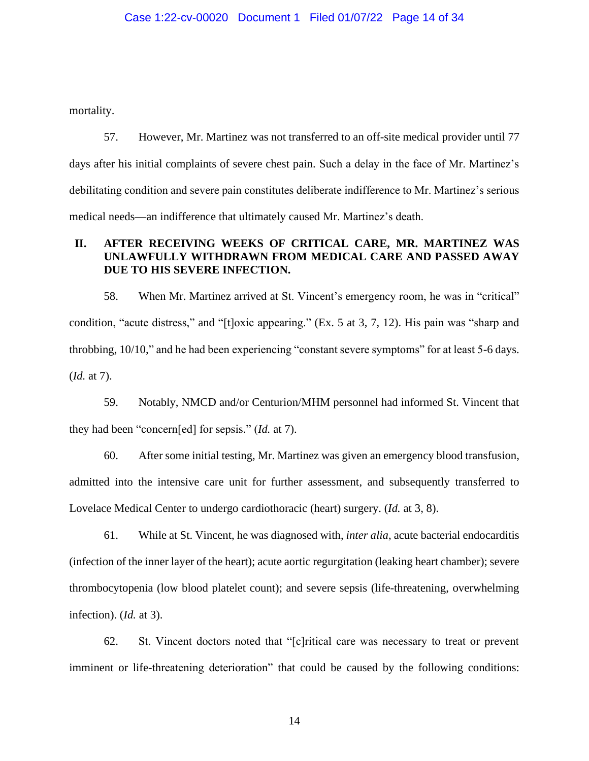mortality.

57. However, Mr. Martinez was not transferred to an off-site medical provider until 77 days after his initial complaints of severe chest pain. Such a delay in the face of Mr. Martinez's debilitating condition and severe pain constitutes deliberate indifference to Mr. Martinez's serious medical needs—an indifference that ultimately caused Mr. Martinez's death.

## II. AFTER RECEIVING WEEKS OF CRITICAL CARE, MR. MARTINEZ WAS UNLAWFULLY WITHDRAWN FROM MEDICAL CARE AND PASSED AWAY DUE TO HIS SEVERE INFECTION.

58. When Mr. Martinez arrived at St. Vincent's emergency room, he was in "critical" condition, "acute distress," and "[t]oxic appearing." (Ex. 5 at 3, 7, 12). His pain was "sharp and throbbing, 10/10," and he had been experiencing "constant severe symptoms" for at least 5-6 days. (*Id.* at 7).

59. Notably, NMCD and/or Centurion/MHM personnel had informed St. Vincent that they had been "concern[ed] for sepsis." (*Id.* at 7).

60. After some initial testing, Mr. Martinez was given an emergency blood transfusion, admitted into the intensive care unit for further assessment, and subsequently transferred to Lovelace Medical Center to undergo cardiothoracic (heart) surgery. (*Id.* at 3, 8).

61. While at St. Vincent, he was diagnosed with, *inter alia*, acute bacterial endocarditis (infection of the inner layer of the heart); acute aortic regurgitation (leaking heart chamber); severe thrombocytopenia (low blood platelet count); and severe sepsis (life-threatening, overwhelming infection). (*Id.* at 3).

62. St. Vincent doctors noted that "[c]ritical care was necessary to treat or prevent imminent or life-threatening deterioration" that could be caused by the following conditions: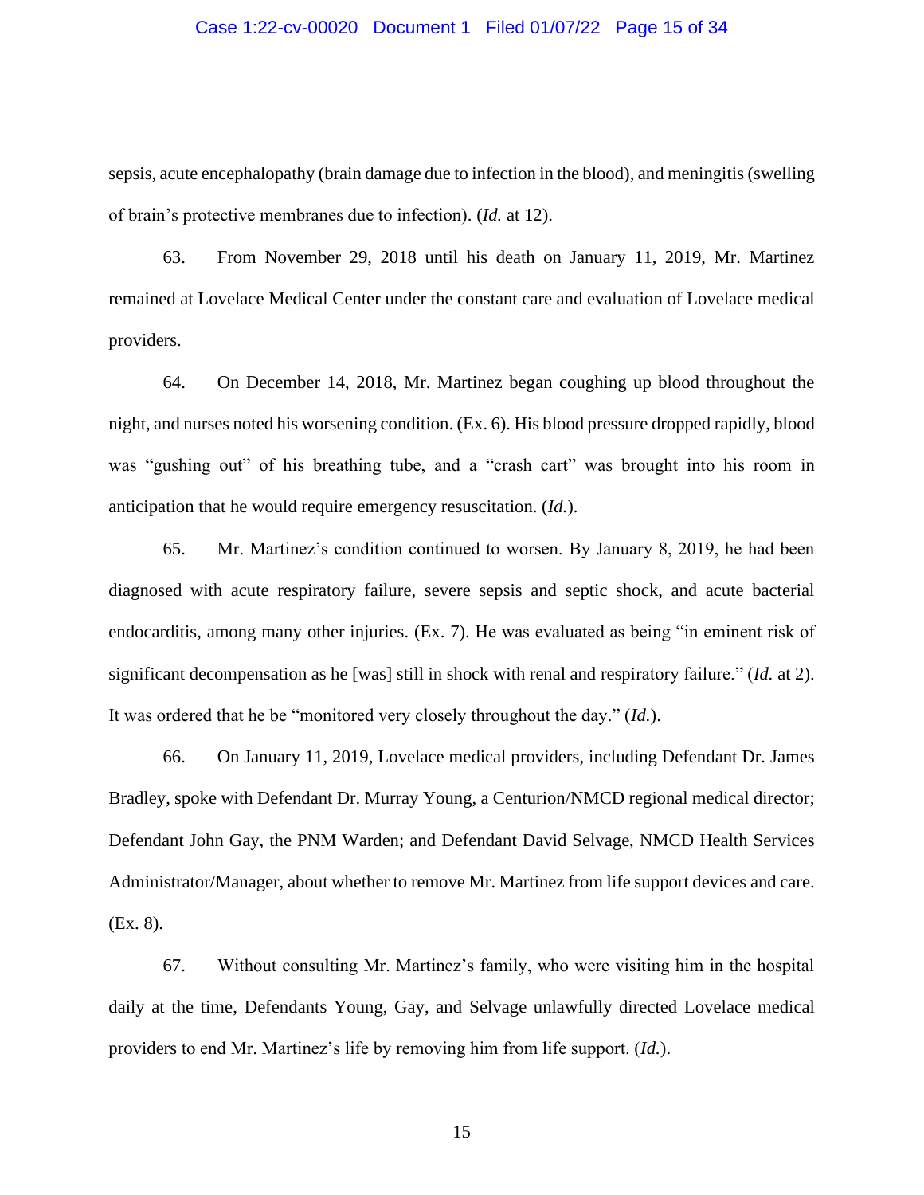sepsis, acute encephalopathy (brain damage due to infection in the blood), and meningitis (swelling of brain's protective membranes due to infection). (*Id.* at 12).

63. From November 29, 2018 until his death on January 11, 2019, Mr. Martinez remained at Lovelace Medical Center under the constant care and evaluation of Lovelace medical providers.

64. On December 14, 2018, Mr. Martinez began coughing up blood throughout the night, and nurses noted his worsening condition. (Ex. 6). His blood pressure dropped rapidly, blood was "gushing out" of his breathing tube, and a "crash cart" was brought into his room in anticipation that he would require emergency resuscitation. (*Id.*).

65. Mr. Martinez's condition continued to worsen. By January 8, 2019, he had been diagnosed with acute respiratory failure, severe sepsis and septic shock, and acute bacterial endocarditis, among many other injuries. (Ex. 7). He was evaluated as being "in eminent risk of significant decompensation as he [was] still in shock with renal and respiratory failure." (*Id.* at 2). It was ordered that he be "monitored very closely throughout the day." (*Id.*).

66. On January 11, 2019, Lovelace medical providers, including Defendant Dr. James Bradley, spoke with Defendant Dr. Murray Young, a Centurion/NMCD regional medical director; Defendant John Gay, the PNM Warden; and Defendant David Selvage, NMCD Health Services Administrator/Manager, about whether to remove Mr. Martinez from life support devices and care. (Ex. 8).

67. Without consulting Mr. Martinez's family, who were visiting him in the hospital daily at the time, Defendants Young, Gay, and Selvage unlawfully directed Lovelace medical providers to end Mr. Martinez's life by removing him from life support. (*Id.*).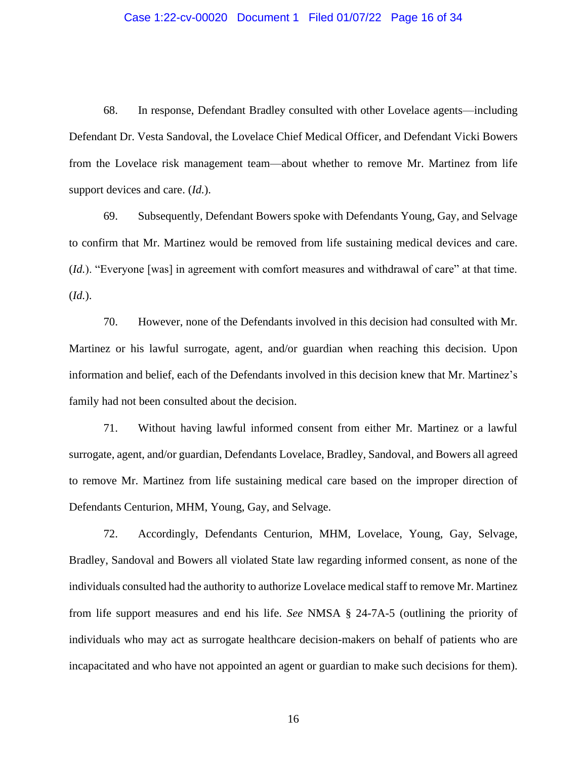68. In response, Defendant Bradley consulted with other Lovelace agents—including Defendant Dr. Vesta Sandoval, the Lovelace Chief Medical Officer, and Defendant Vicki Bowers from the Lovelace risk management team—about whether to remove Mr. Martinez from life support devices and care. (*Id.*).

69. Subsequently, Defendant Bowers spoke with Defendants Young, Gay, and Selvage to confirm that Mr. Martinez would be removed from life sustaining medical devices and care. (*Id.*). "Everyone [was] in agreement with comfort measures and withdrawal of care" at that time. (*Id.*).

70. However, none of the Defendants involved in this decision had consulted with Mr. Martinez or his lawful surrogate, agent, and/or guardian when reaching this decision. Upon information and belief, each of the Defendants involved in this decision knew that Mr. Martinez's family had not been consulted about the decision.

71. Without having lawful informed consent from either Mr. Martinez or a lawful surrogate, agent, and/or guardian, Defendants Lovelace, Bradley, Sandoval, and Bowers all agreed to remove Mr. Martinez from life sustaining medical care based on the improper direction of Defendants Centurion, MHM, Young, Gay, and Selvage.

72. Accordingly, Defendants Centurion, MHM, Lovelace, Young, Gay, Selvage, Bradley, Sandoval and Bowers all violated State law regarding informed consent, as none of the individuals consulted had the authority to authorize Lovelace medical staff to remove Mr. Martinez from life support measures and end his life. *See* NMSA § 24-7A-5 (outlining the priority of individuals who may act as surrogate healthcare decision-makers on behalf of patients who are incapacitated and who have not appointed an agent or guardian to make such decisions for them).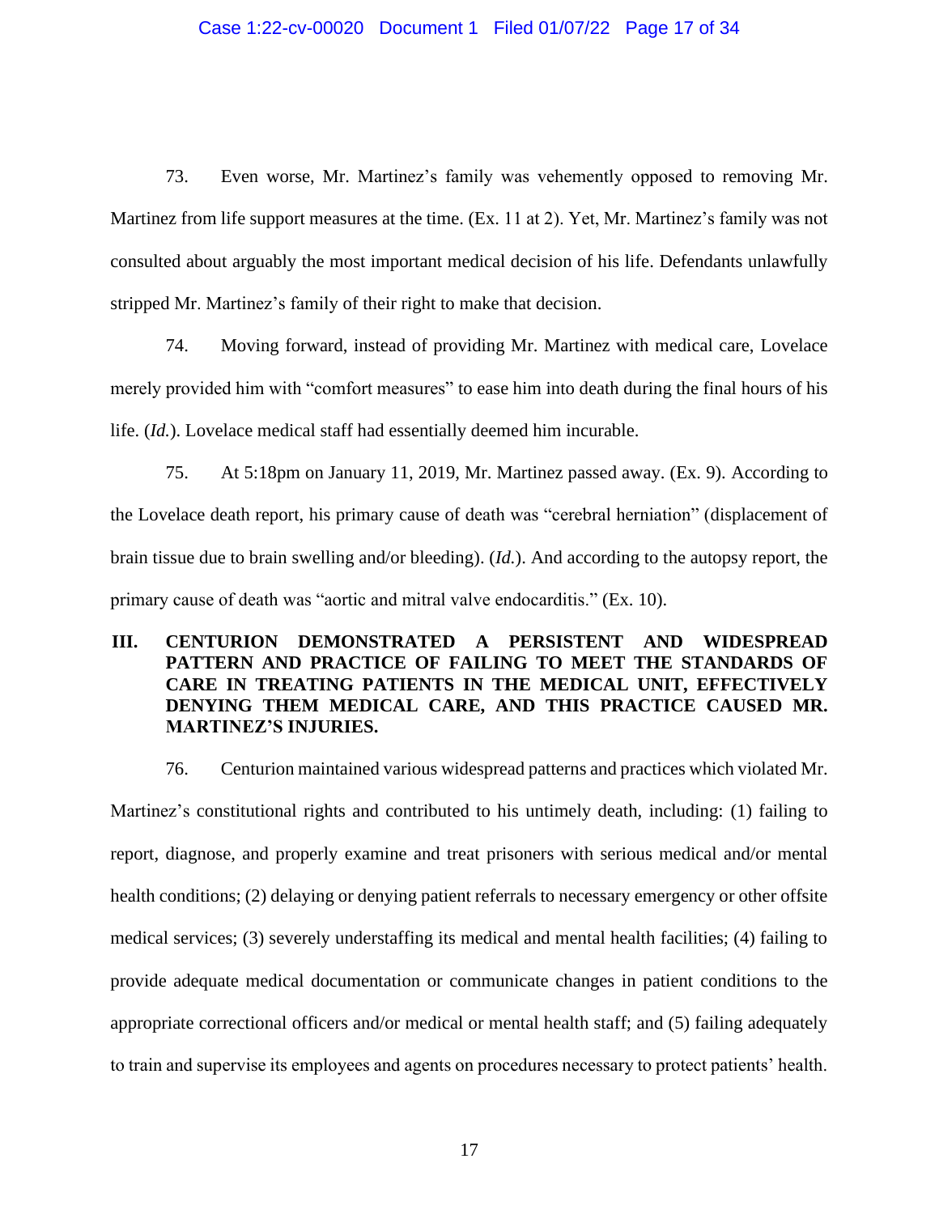73. Even worse, Mr. Martinez's family was vehemently opposed to removing Mr. Martinez from life support measures at the time. (Ex. 11 at 2). Yet, Mr. Martinez's family was not consulted about arguably the most important medical decision of his life. Defendants unlawfully stripped Mr. Martinez's family of their right to make that decision.

74. Moving forward, instead of providing Mr. Martinez with medical care, Lovelace merely provided him with "comfort measures" to ease him into death during the final hours of his life. (*Id.*). Lovelace medical staff had essentially deemed him incurable.

75. At 5:18pm on January 11, 2019, Mr. Martinez passed away. (Ex. 9). According to the Lovelace death report, his primary cause of death was "cerebral herniation" (displacement of brain tissue due to brain swelling and/or bleeding). (*Id.*). And according to the autopsy report, the primary cause of death was "aortic and mitral valve endocarditis." (Ex. 10).

## III. CENTURION DEMONSTRATED A PERSISTENT AND WIDESPREAD PATTERN AND PRACTICE OF FAILING TO MEET THE STANDARDS OF CARE IN TREATING PATIENTS IN THE MEDICAL UNIT, EFFECTIVELY DENYING THEM MEDICAL CARE, AND THIS PRACTICE CAUSED MR. MARTINEZ'S INJURIES.

76. Centurion maintained various widespread patterns and practices which violated Mr. Martinez's constitutional rights and contributed to his untimely death, including: (1) failing to report, diagnose, and properly examine and treat prisoners with serious medical and/or mental health conditions; (2) delaying or denying patient referrals to necessary emergency or other offsite medical services; (3) severely understaffing its medical and mental health facilities; (4) failing to provide adequate medical documentation or communicate changes in patient conditions to the appropriate correctional officers and/or medical or mental health staff; and (5) failing adequately to train and supervise its employees and agents on procedures necessary to protect patients' health.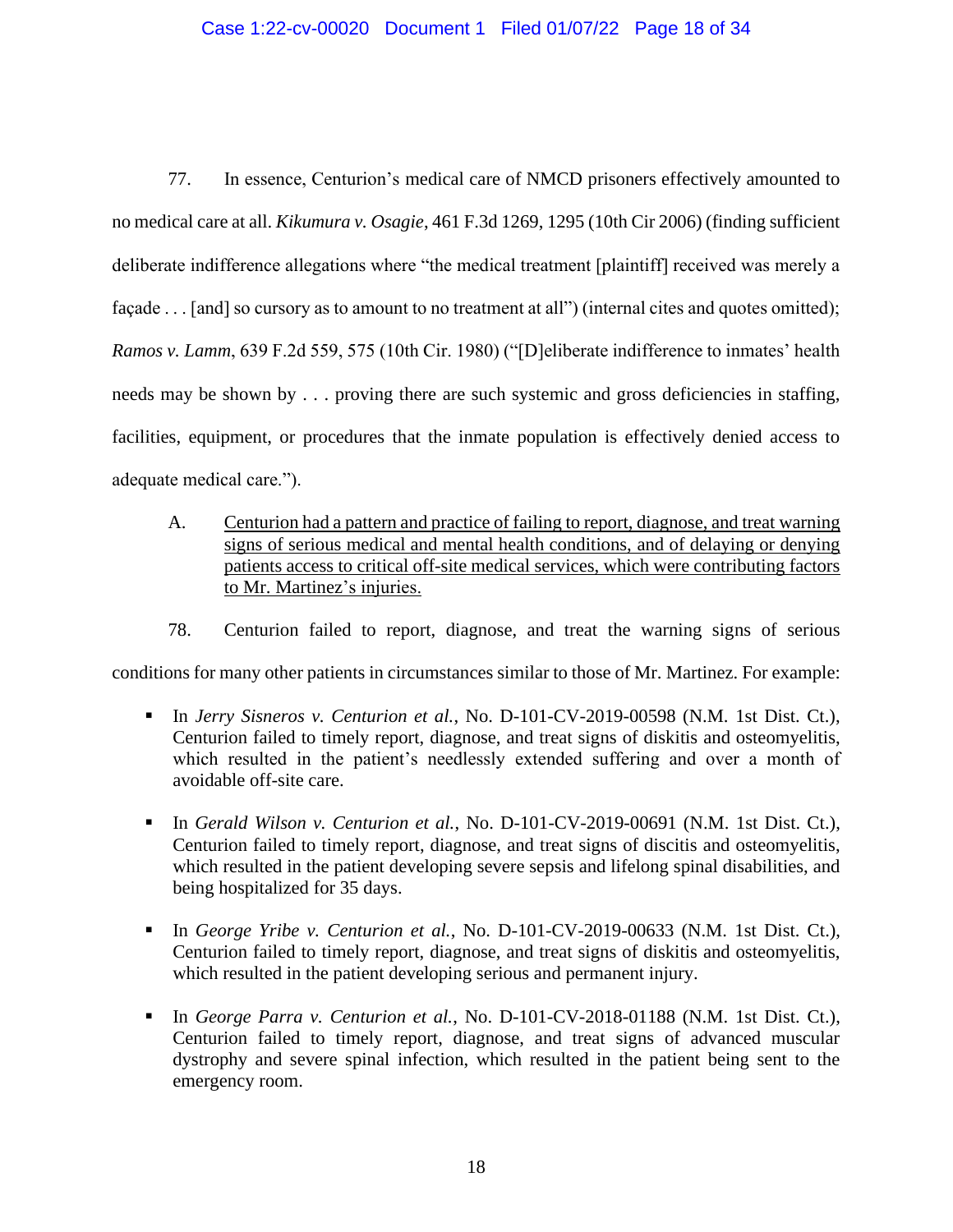77. In essence, Centurion's medical care of NMCD prisoners effectively amounted to no medical care at all. *Kikumura v. Osagie*, 461 F.3d 1269, 1295 (10th Cir 2006) (finding sufficient deliberate indifference allegations where "the medical treatment [plaintiff] received was merely a façade . . . [and] so cursory as to amount to no treatment at all") (internal cites and quotes omitted); *Ramos v. Lamm*, 639 F.2d 559, 575 (10th Cir. 1980) ("[D]eliberate indifference to inmates' health needs may be shown by . . . proving there are such systemic and gross deficiencies in staffing, facilities, equipment, or procedures that the inmate population is effectively denied access to adequate medical care.").

A. <u>Centurion had a pattern and practice of failing to report, diagnose, and treat warning signs of serious medical and mental health conditions, and of delaying or denying patients access to critical off-site medical services, which were contributing factors to Mr. Martinez's injuries.</u>

78. Centurion failed to report, diagnose, and treat the warning signs of serious conditions for many other patients in circumstances similar to those of Mr. Martinez. For example:

- In *Jerry Sisneros v. Centurion et al.*, No. D-101-CV-2019-00598 (N.M. 1st Dist. Ct.), Centurion failed to timely report, diagnose, and treat signs of diskitis and osteomyelitis, which resulted in the patient's needlessly extended suffering and over a month of avoidable off-site care.
- In *Gerald Wilson v. Centurion et al.*, No. D-101-CV-2019-00691 (N.M. 1st Dist. Ct.), Centurion failed to timely report, diagnose, and treat signs of discitis and osteomyelitis, which resulted in the patient developing severe sepsis and lifelong spinal disabilities, and being hospitalized for 35 days.
- In *George Yribe v. Centurion et al.*, No. D-101-CV-2019-00633 (N.M. 1st Dist. Ct.), Centurion failed to timely report, diagnose, and treat signs of diskitis and osteomyelitis, which resulted in the patient developing serious and permanent injury.
- In *George Parra v. Centurion et al.*, No. D-101-CV-2018-01188 (N.M. 1st Dist. Ct.), Centurion failed to timely report, diagnose, and treat signs of advanced muscular dystrophy and severe spinal infection, which resulted in the patient being sent to the emergency room.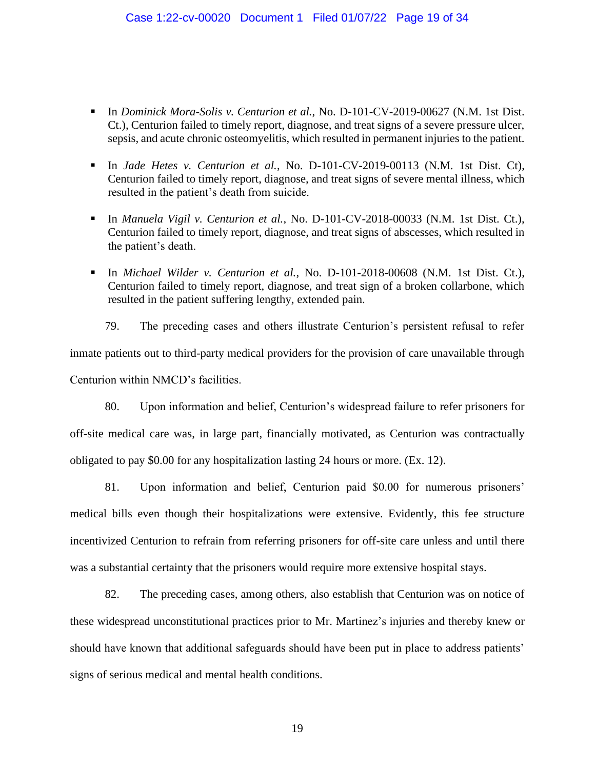- In *Dominick Mora-Solis v. Centurion et al.*, No. D-101-CV-2019-00627 (N.M. 1st Dist. Ct.), Centurion failed to timely report, diagnose, and treat signs of a severe pressure ulcer, sepsis, and acute chronic osteomyelitis, which resulted in permanent injuries to the patient.

- In *Jade Hetes v. Centurion et al.*, No. D-101-CV-2019-00113 (N.M. 1st Dist. Ct), Centurion failed to timely report, diagnose, and treat signs of severe mental illness, which resulted in the patient's death from suicide.

- In *Manuela Vigil v. Centurion et al.*, No. D-101-CV-2018-00033 (N.M. 1st Dist. Ct.), Centurion failed to timely report, diagnose, and treat signs of abscesses, which resulted in the patient's death.

- In *Michael Wilder v. Centurion et al.*, No. D-101-2018-00608 (N.M. 1st Dist. Ct.), Centurion failed to timely report, diagnose, and treat sign of a broken collarbone, which resulted in the patient suffering lengthy, extended pain.

79. The preceding cases and others illustrate Centurion's persistent refusal to refer inmate patients out to third-party medical providers for the provision of care unavailable through Centurion within NMCD's facilities.

80. Upon information and belief, Centurion's widespread failure to refer prisoners for off-site medical care was, in large part, financially motivated, as Centurion was contractually obligated to pay $0.00 for any hospitalization lasting 24 hours or more. (Ex. 12).

81. Upon information and belief, Centurion paid $0.00 for numerous prisoners' medical bills even though their hospitalizations were extensive. Evidently, this fee structure incentivized Centurion to refrain from referring prisoners for off-site care unless and until there was a substantial certainty that the prisoners would require more extensive hospital stays.

82. The preceding cases, among others, also establish that Centurion was on notice of these widespread unconstitutional practices prior to Mr. Martinez's injuries and thereby knew or should have known that additional safeguards should have been put in place to address patients' signs of serious medical and mental health conditions.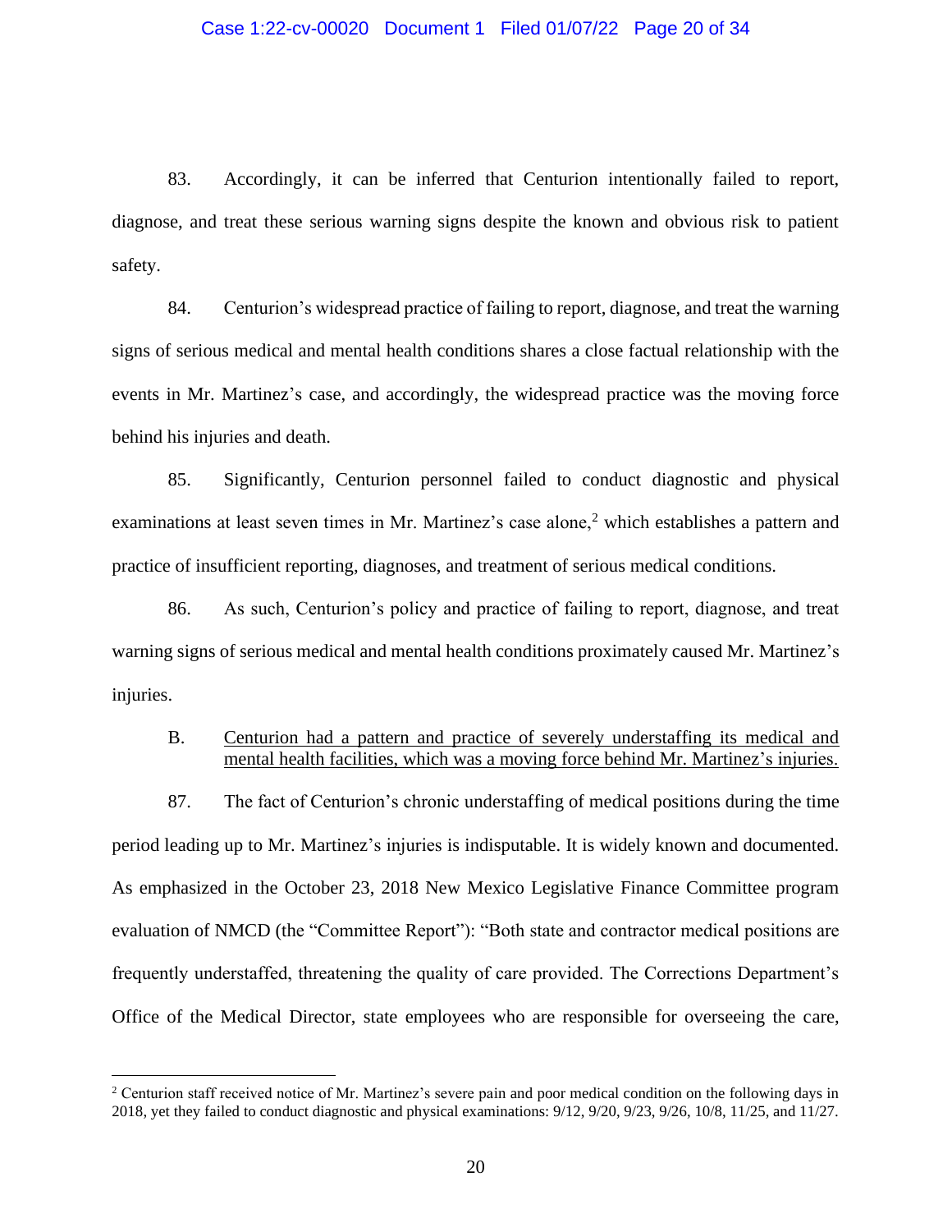83. Accordingly, it can be inferred that Centurion intentionally failed to report, diagnose, and treat these serious warning signs despite the known and obvious risk to patient safety.

84. Centurion's widespread practice of failing to report, diagnose, and treat the warning signs of serious medical and mental health conditions shares a close factual relationship with the events in Mr. Martinez's case, and accordingly, the widespread practice was the moving force behind his injuries and death.

85. Significantly, Centurion personnel failed to conduct diagnostic and physical examinations at least seven times in Mr. Martinez's case alone,[2] which establishes a pattern and practice of insufficient reporting, diagnoses, and treatment of serious medical conditions.

86. As such, Centurion's policy and practice of failing to report, diagnose, and treat warning signs of serious medical and mental health conditions proximately caused Mr. Martinez's injuries.

B. <u>Centurion had a pattern and practice of severely understaffing its medical and mental health facilities, which was a moving force behind Mr. Martinez's injuries.</u>

87. The fact of Centurion's chronic understaffing of medical positions during the time period leading up to Mr. Martinez's injuries is indisputable. It is widely known and documented. As emphasized in the October 23, 2018 New Mexico Legislative Finance Committee program evaluation of NMCD (the "Committee Report"): "Both state and contractor medical positions are frequently understaffed, threatening the quality of care provided. The Corrections Department's Office of the Medical Director, state employees who are responsible for overseeing the care,

---

[2] Centurion staff received notice of Mr. Martinez's severe pain and poor medical condition on the following days in 2018, yet they failed to conduct diagnostic and physical examinations: 9/12, 9/20, 9/23, 9/26, 10/8, 11/25, and 11/27.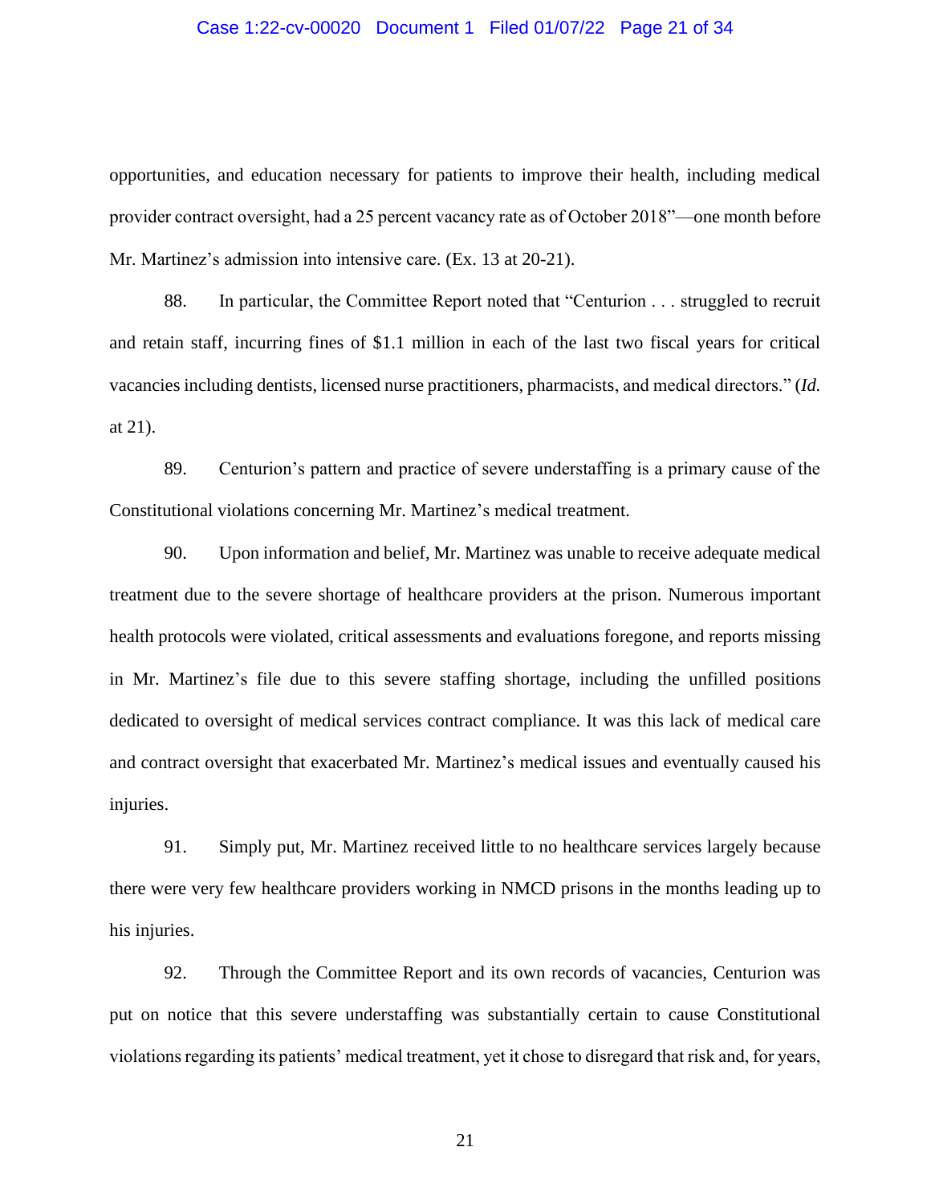opportunities, and education necessary for patients to improve their health, including medical provider contract oversight, had a 25 percent vacancy rate as of October 2018"—one month before Mr. Martinez's admission into intensive care. (Ex. 13 at 20-21).

88. In particular, the Committee Report noted that "Centurion . . . struggled to recruit and retain staff, incurring fines of $1.1 million in each of the last two fiscal years for critical vacancies including dentists, licensed nurse practitioners, pharmacists, and medical directors." (*Id.* at 21).

89. Centurion's pattern and practice of severe understaffing is a primary cause of the Constitutional violations concerning Mr. Martinez's medical treatment.

90. Upon information and belief, Mr. Martinez was unable to receive adequate medical treatment due to the severe shortage of healthcare providers at the prison. Numerous important health protocols were violated, critical assessments and evaluations foregone, and reports missing in Mr. Martinez's file due to this severe staffing shortage, including the unfilled positions dedicated to oversight of medical services contract compliance. It was this lack of medical care and contract oversight that exacerbated Mr. Martinez's medical issues and eventually caused his injuries.

91. Simply put, Mr. Martinez received little to no healthcare services largely because there were very few healthcare providers working in NMCD prisons in the months leading up to his injuries.

92. Through the Committee Report and its own records of vacancies, Centurion was put on notice that this severe understaffing was substantially certain to cause Constitutional violations regarding its patients' medical treatment, yet it chose to disregard that risk and, for years,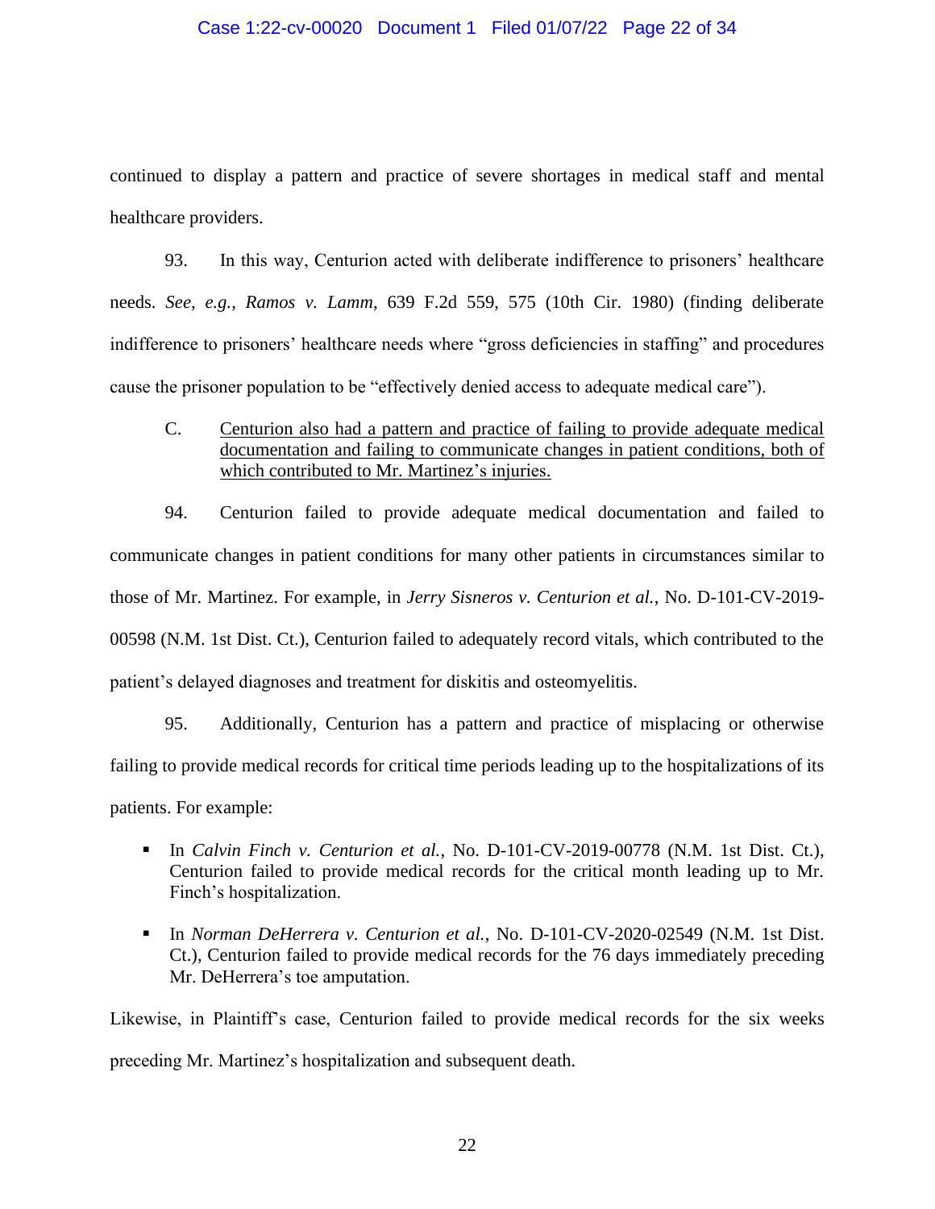continued to display a pattern and practice of severe shortages in medical staff and mental healthcare providers.

93. In this way, Centurion acted with deliberate indifference to prisoners' healthcare needs. *See, e.g., Ramos v. Lamm*, 639 F.2d 559, 575 (10th Cir. 1980) (finding deliberate indifference to prisoners' healthcare needs where "gross deficiencies in staffing" and procedures cause the prisoner population to be "effectively denied access to adequate medical care").

C. <u>Centurion also had a pattern and practice of failing to provide adequate medical documentation and failing to communicate changes in patient conditions, both of which contributed to Mr. Martinez's injuries.</u>

94. Centurion failed to provide adequate medical documentation and failed to communicate changes in patient conditions for many other patients in circumstances similar to those of Mr. Martinez. For example, in *Jerry Sisneros v. Centurion et al.*, No. D-101-CV-2019-00598 (N.M. 1st Dist. Ct.), Centurion failed to adequately record vitals, which contributed to the patient's delayed diagnoses and treatment for diskitis and osteomyelitis.

95. Additionally, Centurion has a pattern and practice of misplacing or otherwise failing to provide medical records for critical time periods leading up to the hospitalizations of its patients. For example:

- In *Calvin Finch v. Centurion et al.*, No. D-101-CV-2019-00778 (N.M. 1st Dist. Ct.), Centurion failed to provide medical records for the critical month leading up to Mr. Finch's hospitalization.
- In *Norman DeHerrera v. Centurion et al.*, No. D-101-CV-2020-02549 (N.M. 1st Dist. Ct.), Centurion failed to provide medical records for the 76 days immediately preceding Mr. DeHerrera's toe amputation.

Likewise, in Plaintiff's case, Centurion failed to provide medical records for the six weeks preceding Mr. Martinez's hospitalization and subsequent death.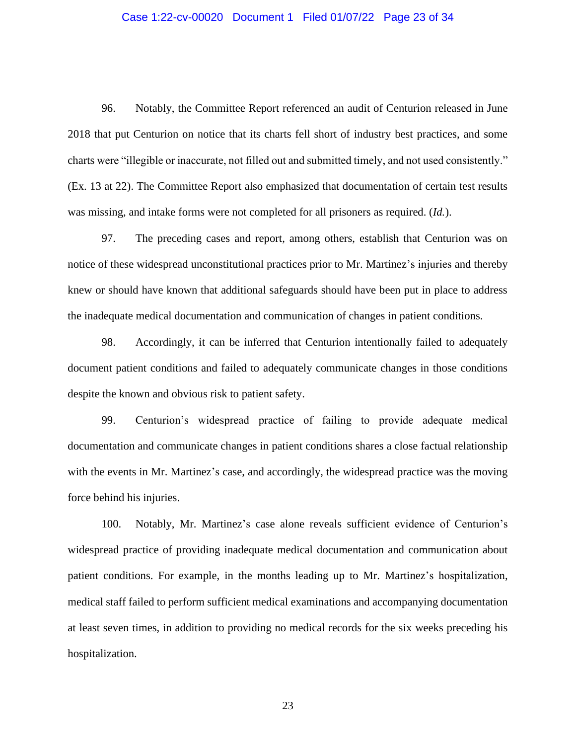96. Notably, the Committee Report referenced an audit of Centurion released in June 2018 that put Centurion on notice that its charts fell short of industry best practices, and some charts were "illegible or inaccurate, not filled out and submitted timely, and not used consistently." (Ex. 13 at 22). The Committee Report also emphasized that documentation of certain test results was missing, and intake forms were not completed for all prisoners as required. (*Id.*).

97. The preceding cases and report, among others, establish that Centurion was on notice of these widespread unconstitutional practices prior to Mr. Martinez's injuries and thereby knew or should have known that additional safeguards should have been put in place to address the inadequate medical documentation and communication of changes in patient conditions.

98. Accordingly, it can be inferred that Centurion intentionally failed to adequately document patient conditions and failed to adequately communicate changes in those conditions despite the known and obvious risk to patient safety.

99. Centurion's widespread practice of failing to provide adequate medical documentation and communicate changes in patient conditions shares a close factual relationship with the events in Mr. Martinez's case, and accordingly, the widespread practice was the moving force behind his injuries.

100. Notably, Mr. Martinez's case alone reveals sufficient evidence of Centurion's widespread practice of providing inadequate medical documentation and communication about patient conditions. For example, in the months leading up to Mr. Martinez's hospitalization, medical staff failed to perform sufficient medical examinations and accompanying documentation at least seven times, in addition to providing no medical records for the six weeks preceding his hospitalization.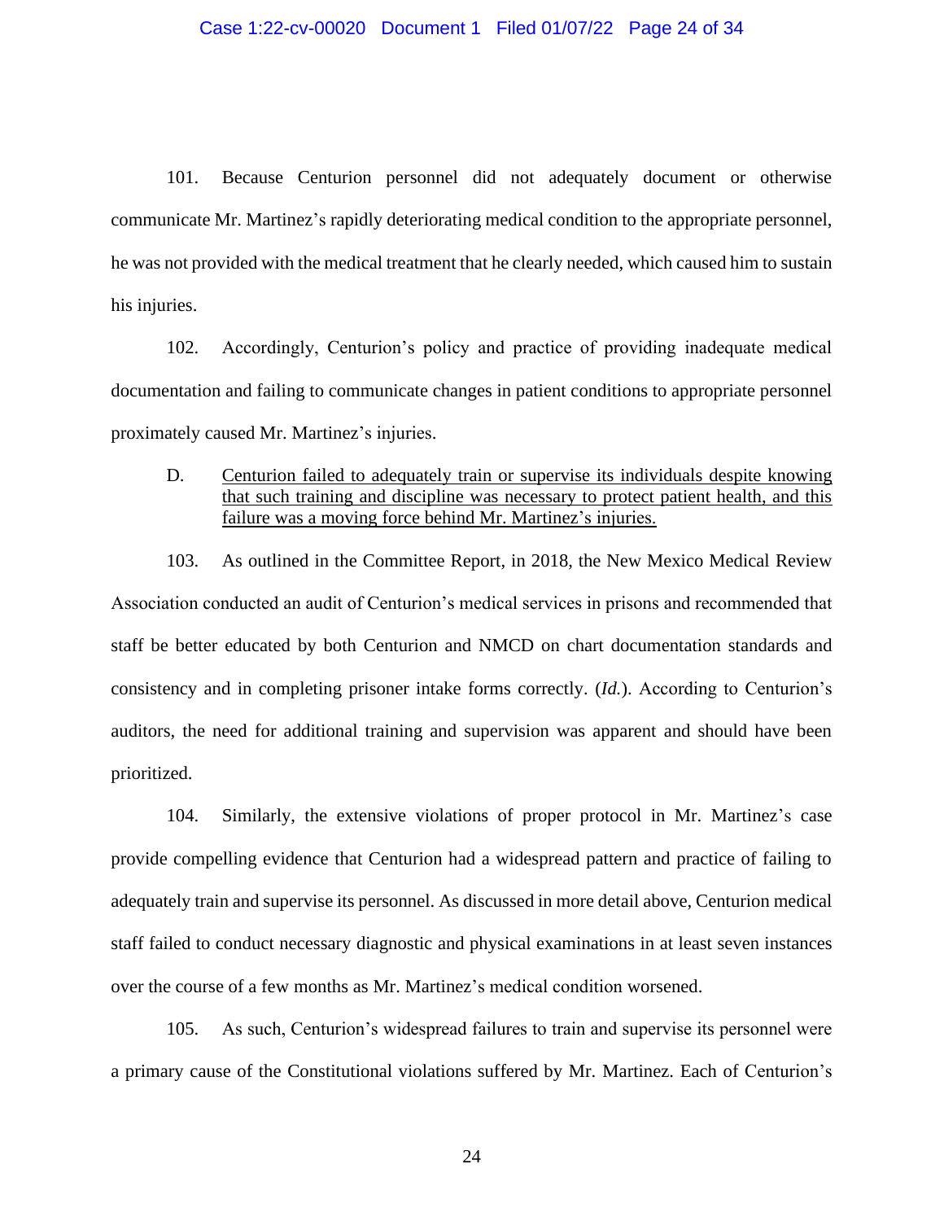101. Because Centurion personnel did not adequately document or otherwise communicate Mr. Martinez's rapidly deteriorating medical condition to the appropriate personnel, he was not provided with the medical treatment that he clearly needed, which caused him to sustain his injuries.

102. Accordingly, Centurion's policy and practice of providing inadequate medical documentation and failing to communicate changes in patient conditions to appropriate personnel proximately caused Mr. Martinez's injuries.

D. Centurion failed to adequately train or supervise its individuals despite knowing that such training and discipline was necessary to protect patient health, and this failure was a moving force behind Mr. Martinez's injuries.

103. As outlined in the Committee Report, in 2018, the New Mexico Medical Review Association conducted an audit of Centurion's medical services in prisons and recommended that staff be better educated by both Centurion and NMCD on chart documentation standards and consistency and in completing prisoner intake forms correctly. (*Id.*). According to Centurion's auditors, the need for additional training and supervision was apparent and should have been prioritized.

104. Similarly, the extensive violations of proper protocol in Mr. Martinez's case provide compelling evidence that Centurion had a widespread pattern and practice of failing to adequately train and supervise its personnel. As discussed in more detail above, Centurion medical staff failed to conduct necessary diagnostic and physical examinations in at least seven instances over the course of a few months as Mr. Martinez's medical condition worsened.

105. As such, Centurion's widespread failures to train and supervise its personnel were a primary cause of the Constitutional violations suffered by Mr. Martinez. Each of Centurion's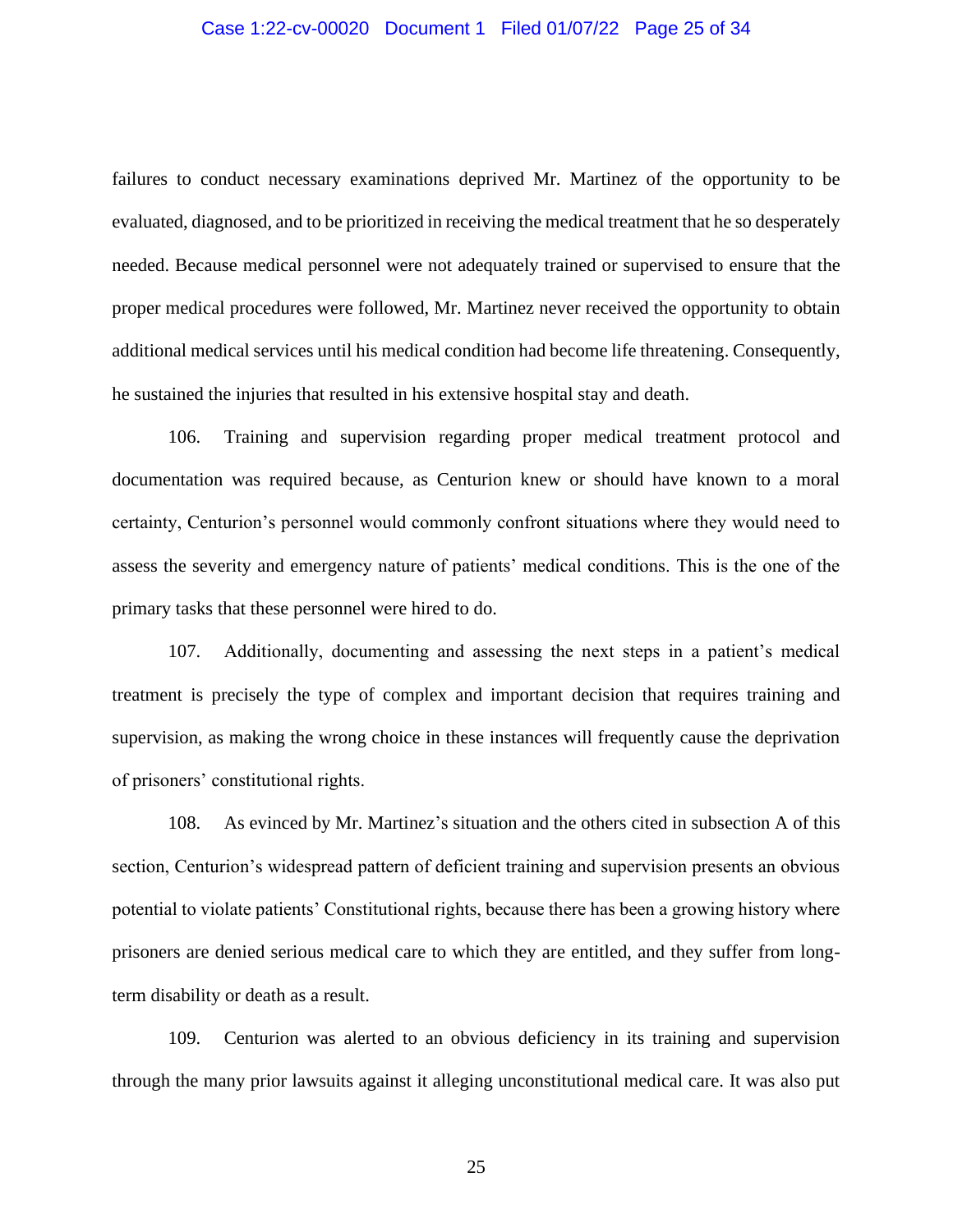failures to conduct necessary examinations deprived Mr. Martinez of the opportunity to be evaluated, diagnosed, and to be prioritized in receiving the medical treatment that he so desperately needed. Because medical personnel were not adequately trained or supervised to ensure that the proper medical procedures were followed, Mr. Martinez never received the opportunity to obtain additional medical services until his medical condition had become life threatening. Consequently, he sustained the injuries that resulted in his extensive hospital stay and death.

106. Training and supervision regarding proper medical treatment protocol and documentation was required because, as Centurion knew or should have known to a moral certainty, Centurion's personnel would commonly confront situations where they would need to assess the severity and emergency nature of patients' medical conditions. This is the one of the primary tasks that these personnel were hired to do.

107. Additionally, documenting and assessing the next steps in a patient's medical treatment is precisely the type of complex and important decision that requires training and supervision, as making the wrong choice in these instances will frequently cause the deprivation of prisoners' constitutional rights.

108. As evinced by Mr. Martinez's situation and the others cited in subsection A of this section, Centurion's widespread pattern of deficient training and supervision presents an obvious potential to violate patients' Constitutional rights, because there has been a growing history where prisoners are denied serious medical care to which they are entitled, and they suffer from long-term disability or death as a result.

109. Centurion was alerted to an obvious deficiency in its training and supervision through the many prior lawsuits against it alleging unconstitutional medical care. It was also put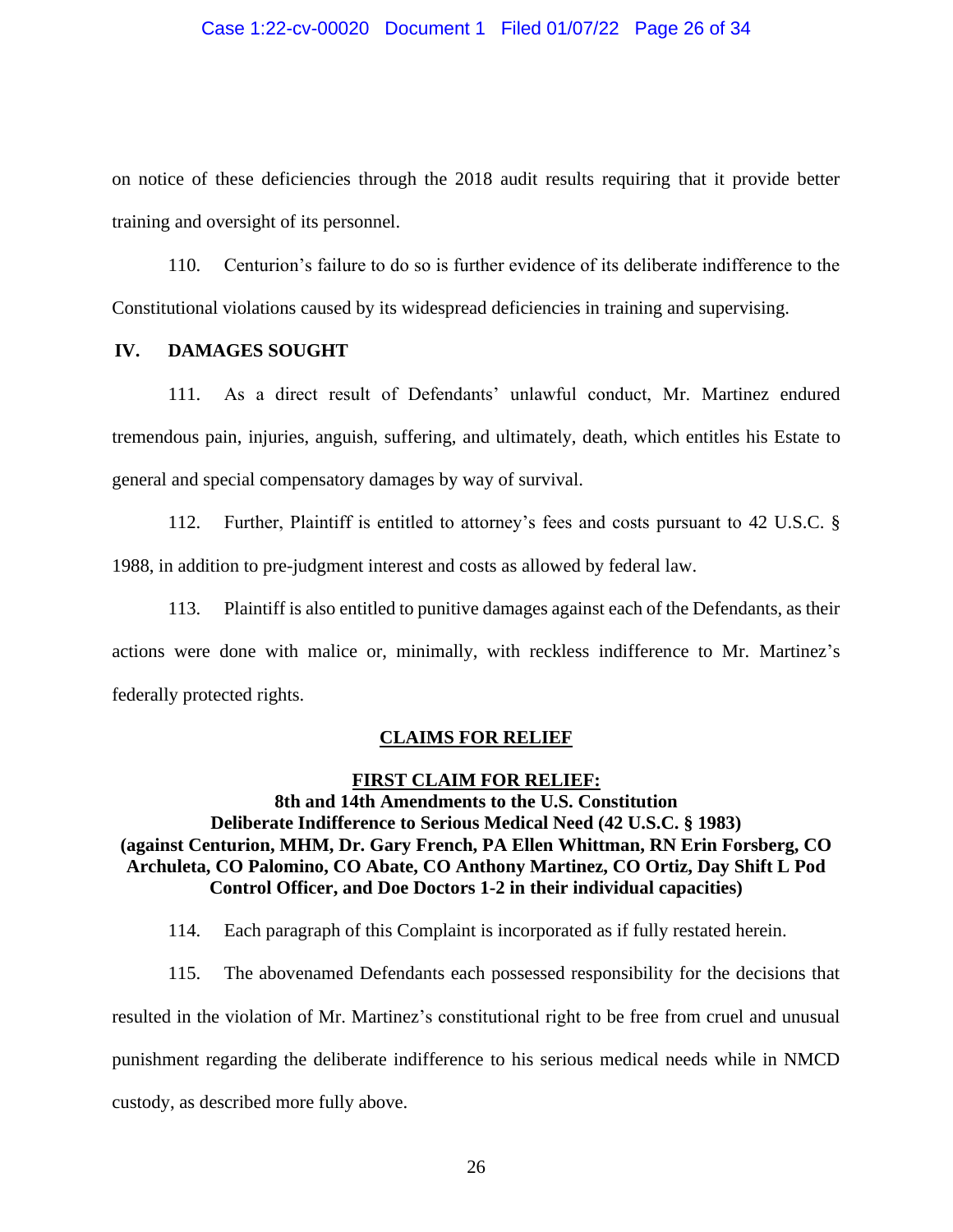on notice of these deficiencies through the 2018 audit results requiring that it provide better training and oversight of its personnel.

110. Centurion's failure to do so is further evidence of its deliberate indifference to the Constitutional violations caused by its widespread deficiencies in training and supervising.

## IV. DAMAGES SOUGHT

111. As a direct result of Defendants' unlawful conduct, Mr. Martinez endured tremendous pain, injuries, anguish, suffering, and ultimately, death, which entitles his Estate to general and special compensatory damages by way of survival.

112. Further, Plaintiff is entitled to attorney's fees and costs pursuant to 42 U.S.C. § 1988, in addition to pre-judgment interest and costs as allowed by federal law.

113. Plaintiff is also entitled to punitive damages against each of the Defendants, as their actions were done with malice or, minimally, with reckless indifference to Mr. Martinez's federally protected rights.

## CLAIMS FOR RELIEF

### FIRST CLAIM FOR RELIEF:

**8th and 14th Amendments to the U.S. Constitution**
**Deliberate Indifference to Serious Medical Need (42 U.S.C. § 1983)**
**(against Centurion, MHM, Dr. Gary French, PA Ellen Whittman, RN Erin Forsberg, CO Archuleta, CO Palomino, CO Abate, CO Anthony Martinez, CO Ortiz, Day Shift L Pod Control Officer, and Doe Doctors 1-2 in their individual capacities)**

114. Each paragraph of this Complaint is incorporated as if fully restated herein.

115. The abovenamed Defendants each possessed responsibility for the decisions that resulted in the violation of Mr. Martinez's constitutional right to be free from cruel and unusual punishment regarding the deliberate indifference to his serious medical needs while in NMCD custody, as described more fully above.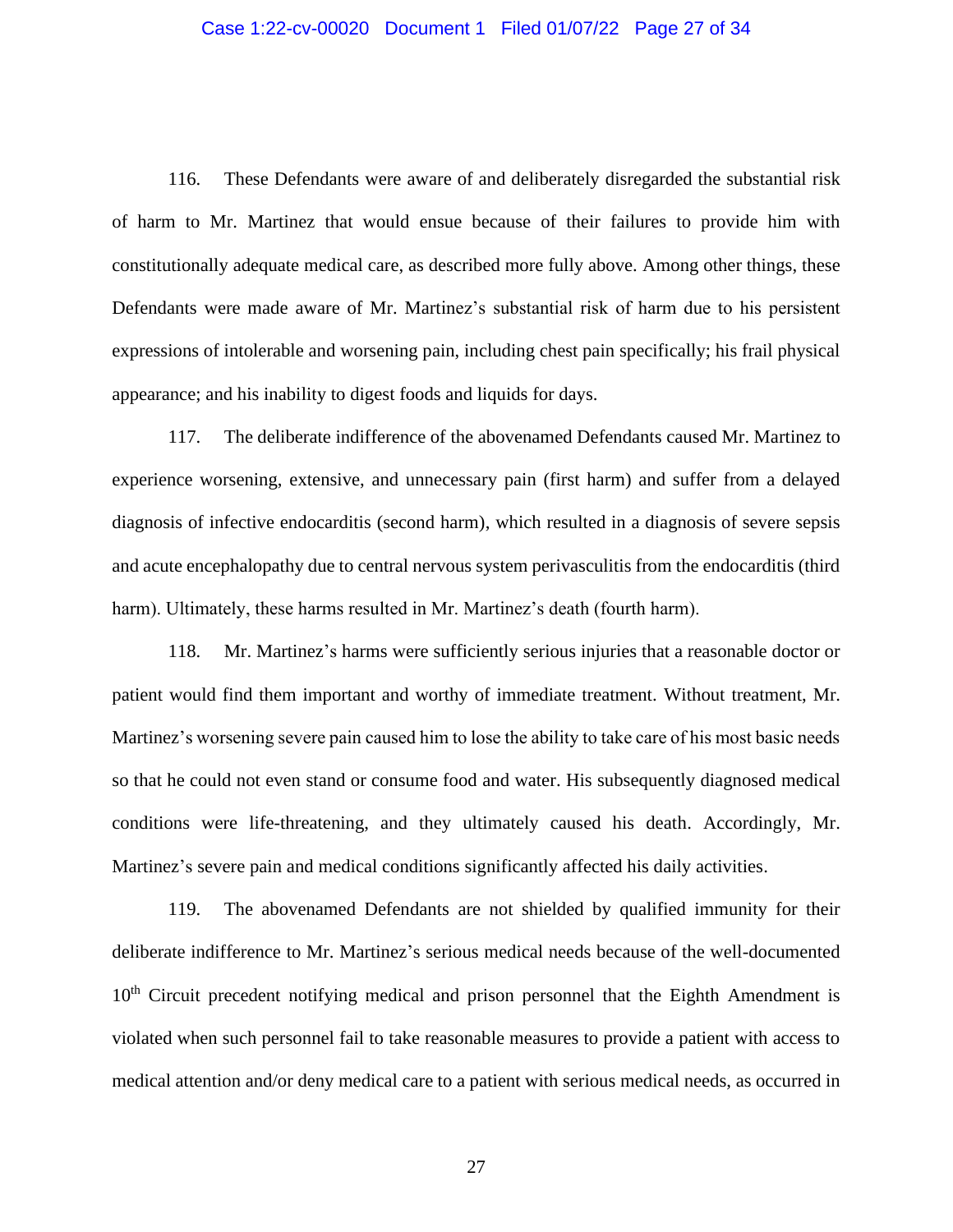116. These Defendants were aware of and deliberately disregarded the substantial risk of harm to Mr. Martinez that would ensue because of their failures to provide him with constitutionally adequate medical care, as described more fully above. Among other things, these Defendants were made aware of Mr. Martinez's substantial risk of harm due to his persistent expressions of intolerable and worsening pain, including chest pain specifically; his frail physical appearance; and his inability to digest foods and liquids for days.

117. The deliberate indifference of the abovenamed Defendants caused Mr. Martinez to experience worsening, extensive, and unnecessary pain (first harm) and suffer from a delayed diagnosis of infective endocarditis (second harm), which resulted in a diagnosis of severe sepsis and acute encephalopathy due to central nervous system perivasculitis from the endocarditis (third harm). Ultimately, these harms resulted in Mr. Martinez's death (fourth harm).

118. Mr. Martinez's harms were sufficiently serious injuries that a reasonable doctor or patient would find them important and worthy of immediate treatment. Without treatment, Mr. Martinez's worsening severe pain caused him to lose the ability to take care of his most basic needs so that he could not even stand or consume food and water. His subsequently diagnosed medical conditions were life-threatening, and they ultimately caused his death. Accordingly, Mr. Martinez's severe pain and medical conditions significantly affected his daily activities.

119. The abovenamed Defendants are not shielded by qualified immunity for their deliberate indifference to Mr. Martinez's serious medical needs because of the well-documented 10th Circuit precedent notifying medical and prison personnel that the Eighth Amendment is violated when such personnel fail to take reasonable measures to provide a patient with access to medical attention and/or deny medical care to a patient with serious medical needs, as occurred in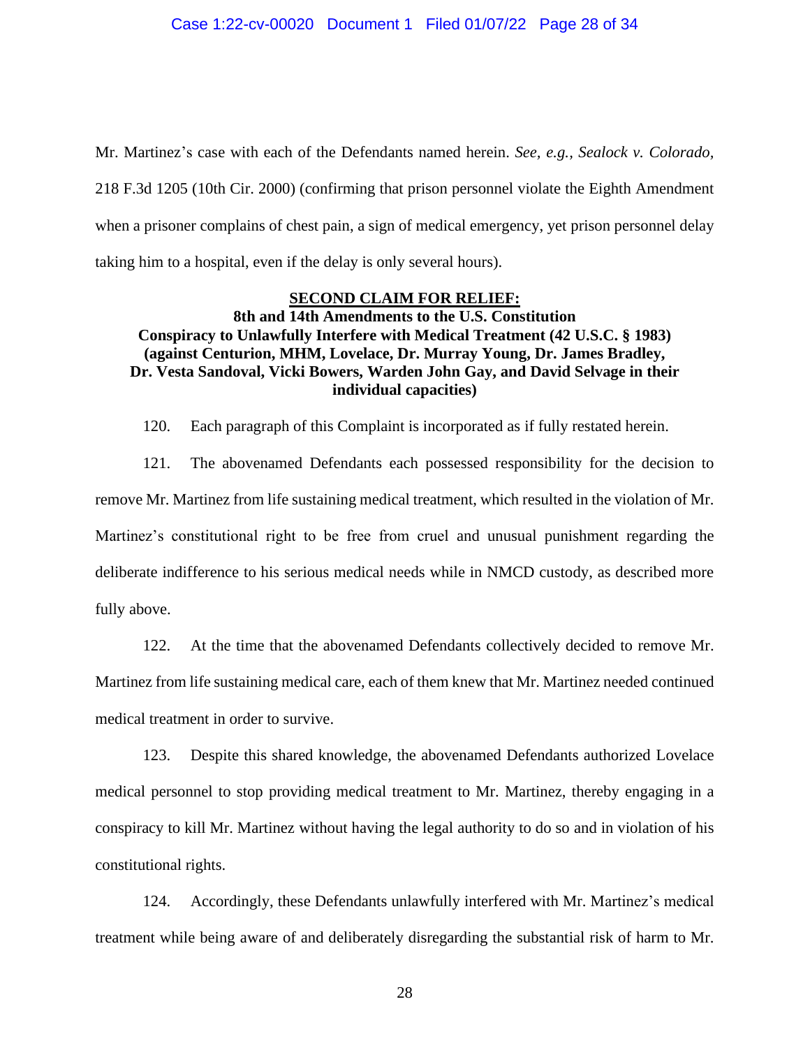Mr. Martinez's case with each of the Defendants named herein. *See, e.g.*, *Sealock v. Colorado*, 218 F.3d 1205 (10th Cir. 2000) (confirming that prison personnel violate the Eighth Amendment when a prisoner complains of chest pain, a sign of medical emergency, yet prison personnel delay taking him to a hospital, even if the delay is only several hours).

**<u>SECOND CLAIM FOR RELIEF:</u>**
**8th and 14th Amendments to the U.S. Constitution**
**Conspiracy to Unlawfully Interfere with Medical Treatment (42 U.S.C. § 1983)**
**(against Centurion, MHM, Lovelace, Dr. Murray Young, Dr. James Bradley, Dr. Vesta Sandoval, Vicki Bowers, Warden John Gay, and David Selvage in their individual capacities)**

120. Each paragraph of this Complaint is incorporated as if fully restated herein.

121. The abovenamed Defendants each possessed responsibility for the decision to remove Mr. Martinez from life sustaining medical treatment, which resulted in the violation of Mr. Martinez's constitutional right to be free from cruel and unusual punishment regarding the deliberate indifference to his serious medical needs while in NMCD custody, as described more fully above.

122. At the time that the abovenamed Defendants collectively decided to remove Mr. Martinez from life sustaining medical care, each of them knew that Mr. Martinez needed continued medical treatment in order to survive.

123. Despite this shared knowledge, the abovenamed Defendants authorized Lovelace medical personnel to stop providing medical treatment to Mr. Martinez, thereby engaging in a conspiracy to kill Mr. Martinez without having the legal authority to do so and in violation of his constitutional rights.

124. Accordingly, these Defendants unlawfully interfered with Mr. Martinez's medical treatment while being aware of and deliberately disregarding the substantial risk of harm to Mr.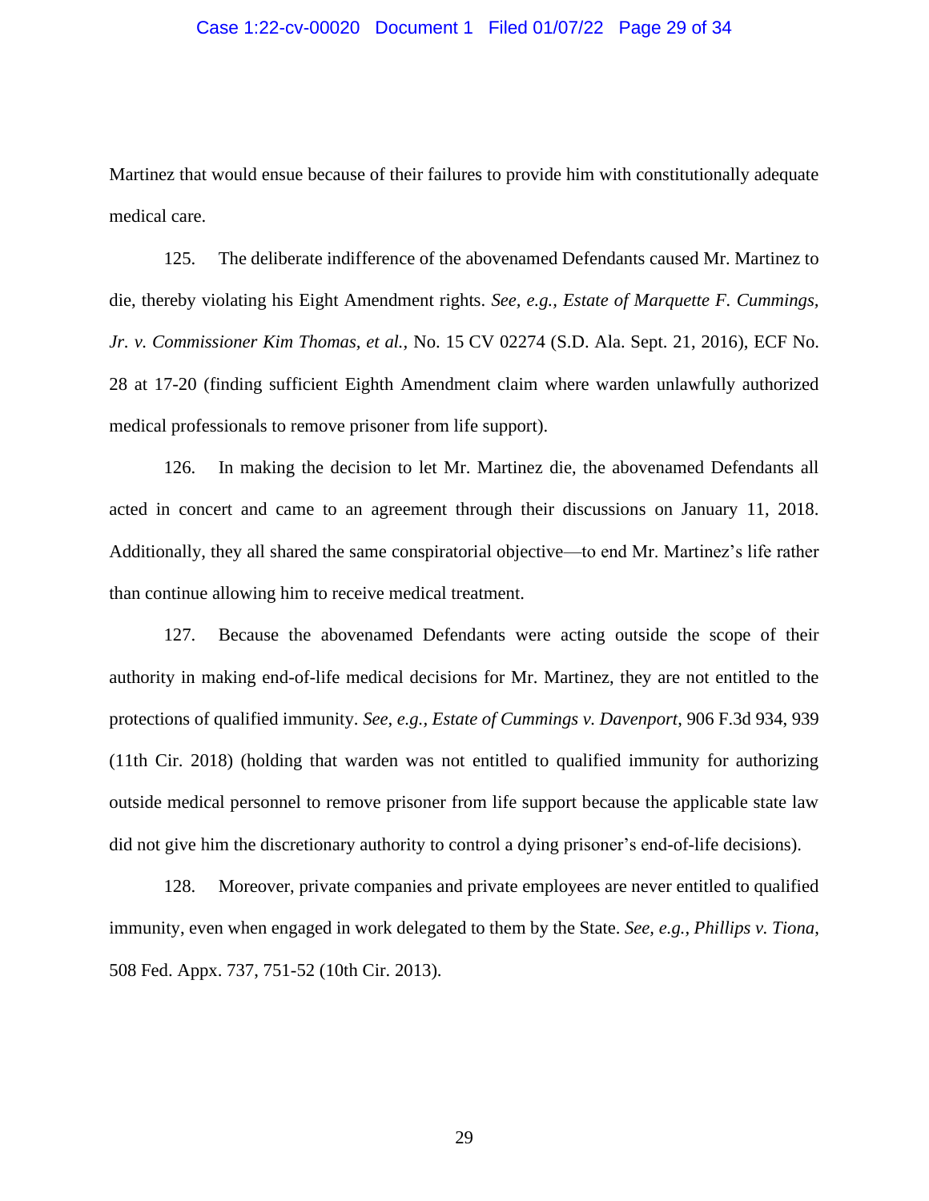Martinez that would ensue because of their failures to provide him with constitutionally adequate medical care.

125. The deliberate indifference of the abovenamed Defendants caused Mr. Martinez to die, thereby violating his Eight Amendment rights. *See, e.g.*, *Estate of Marquette F. Cummings, Jr. v. Commissioner Kim Thomas, et al.*, No. 15 CV 02274 (S.D. Ala. Sept. 21, 2016), ECF No. 28 at 17-20 (finding sufficient Eighth Amendment claim where warden unlawfully authorized medical professionals to remove prisoner from life support).

126. In making the decision to let Mr. Martinez die, the abovenamed Defendants all acted in concert and came to an agreement through their discussions on January 11, 2018. Additionally, they all shared the same conspiratorial objective—to end Mr. Martinez's life rather than continue allowing him to receive medical treatment.

127. Because the abovenamed Defendants were acting outside the scope of their authority in making end-of-life medical decisions for Mr. Martinez, they are not entitled to the protections of qualified immunity. *See, e.g.*, *Estate of Cummings v. Davenport*, 906 F.3d 934, 939 (11th Cir. 2018) (holding that warden was not entitled to qualified immunity for authorizing outside medical personnel to remove prisoner from life support because the applicable state law did not give him the discretionary authority to control a dying prisoner's end-of-life decisions).

128. Moreover, private companies and private employees are never entitled to qualified immunity, even when engaged in work delegated to them by the State. *See, e.g.*, *Phillips v. Tiona*, 508 Fed. Appx. 737, 751-52 (10th Cir. 2013).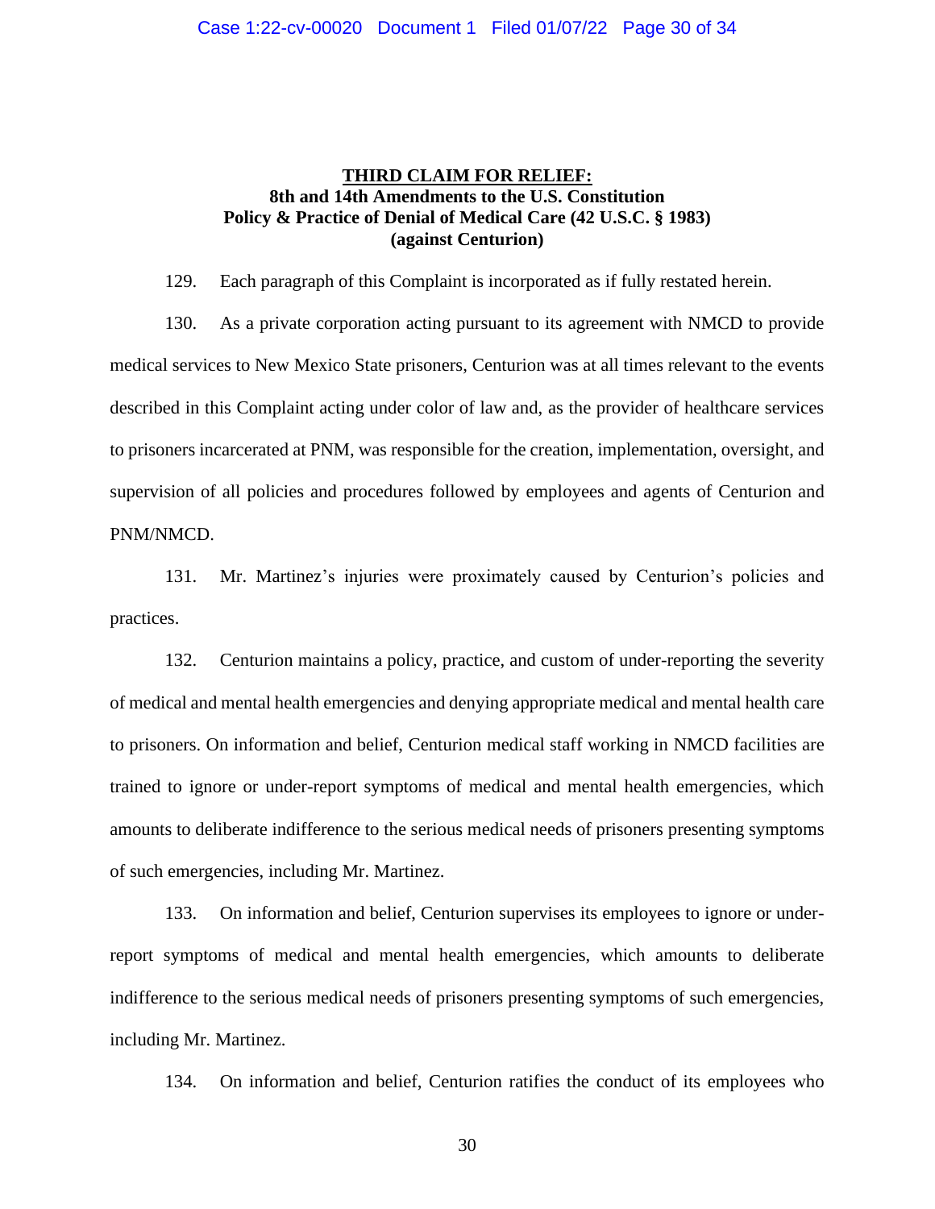## THIRD CLAIM FOR RELIEF:

**8th and 14th Amendments to the U.S. Constitution**
**Policy & Practice of Denial of Medical Care (42 U.S.C. § 1983)**
**(against Centurion)**

129. Each paragraph of this Complaint is incorporated as if fully restated herein.

130. As a private corporation acting pursuant to its agreement with NMCD to provide medical services to New Mexico State prisoners, Centurion was at all times relevant to the events described in this Complaint acting under color of law and, as the provider of healthcare services to prisoners incarcerated at PNM, was responsible for the creation, implementation, oversight, and supervision of all policies and procedures followed by employees and agents of Centurion and PNM/NMCD.

131. Mr. Martinez's injuries were proximately caused by Centurion's policies and practices.

132. Centurion maintains a policy, practice, and custom of under-reporting the severity of medical and mental health emergencies and denying appropriate medical and mental health care to prisoners. On information and belief, Centurion medical staff working in NMCD facilities are trained to ignore or under-report symptoms of medical and mental health emergencies, which amounts to deliberate indifference to the serious medical needs of prisoners presenting symptoms of such emergencies, including Mr. Martinez.

133. On information and belief, Centurion supervises its employees to ignore or under-report symptoms of medical and mental health emergencies, which amounts to deliberate indifference to the serious medical needs of prisoners presenting symptoms of such emergencies, including Mr. Martinez.

134. On information and belief, Centurion ratifies the conduct of its employees who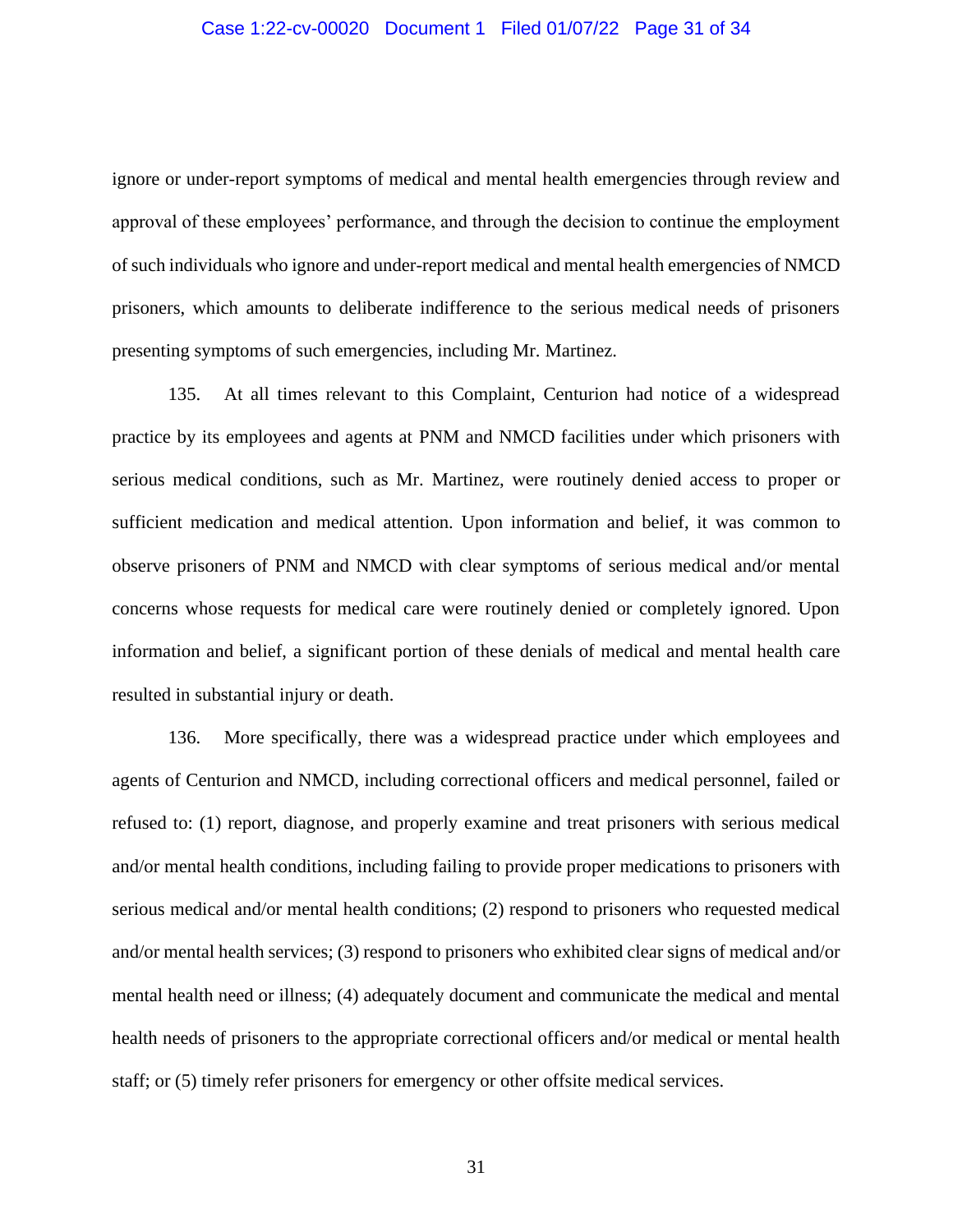ignore or under-report symptoms of medical and mental health emergencies through review and approval of these employees' performance, and through the decision to continue the employment of such individuals who ignore and under-report medical and mental health emergencies of NMCD prisoners, which amounts to deliberate indifference to the serious medical needs of prisoners presenting symptoms of such emergencies, including Mr. Martinez.

135. At all times relevant to this Complaint, Centurion had notice of a widespread practice by its employees and agents at PNM and NMCD facilities under which prisoners with serious medical conditions, such as Mr. Martinez, were routinely denied access to proper or sufficient medication and medical attention. Upon information and belief, it was common to observe prisoners of PNM and NMCD with clear symptoms of serious medical and/or mental concerns whose requests for medical care were routinely denied or completely ignored. Upon information and belief, a significant portion of these denials of medical and mental health care resulted in substantial injury or death.

136. More specifically, there was a widespread practice under which employees and agents of Centurion and NMCD, including correctional officers and medical personnel, failed or refused to: (1) report, diagnose, and properly examine and treat prisoners with serious medical and/or mental health conditions, including failing to provide proper medications to prisoners with serious medical and/or mental health conditions; (2) respond to prisoners who requested medical and/or mental health services; (3) respond to prisoners who exhibited clear signs of medical and/or mental health need or illness; (4) adequately document and communicate the medical and mental health needs of prisoners to the appropriate correctional officers and/or medical or mental health staff; or (5) timely refer prisoners for emergency or other offsite medical services.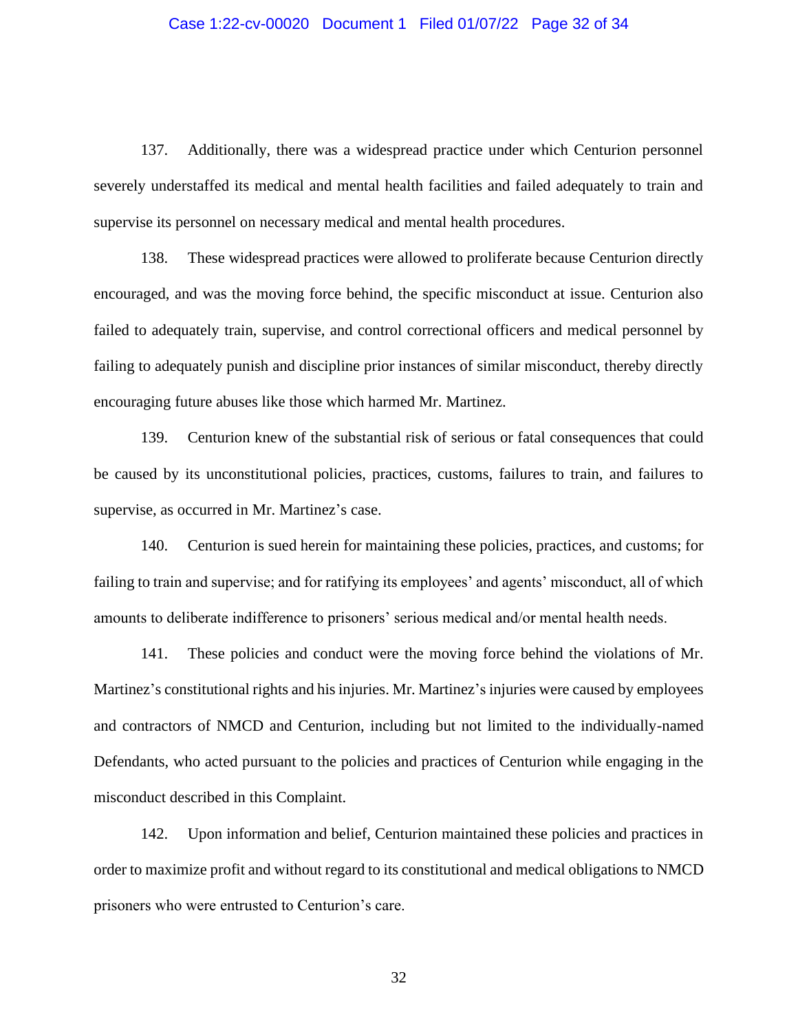137. Additionally, there was a widespread practice under which Centurion personnel severely understaffed its medical and mental health facilities and failed adequately to train and supervise its personnel on necessary medical and mental health procedures.

138. These widespread practices were allowed to proliferate because Centurion directly encouraged, and was the moving force behind, the specific misconduct at issue. Centurion also failed to adequately train, supervise, and control correctional officers and medical personnel by failing to adequately punish and discipline prior instances of similar misconduct, thereby directly encouraging future abuses like those which harmed Mr. Martinez.

139. Centurion knew of the substantial risk of serious or fatal consequences that could be caused by its unconstitutional policies, practices, customs, failures to train, and failures to supervise, as occurred in Mr. Martinez's case.

140. Centurion is sued herein for maintaining these policies, practices, and customs; for failing to train and supervise; and for ratifying its employees' and agents' misconduct, all of which amounts to deliberate indifference to prisoners' serious medical and/or mental health needs.

141. These policies and conduct were the moving force behind the violations of Mr. Martinez's constitutional rights and his injuries. Mr. Martinez's injuries were caused by employees and contractors of NMCD and Centurion, including but not limited to the individually-named Defendants, who acted pursuant to the policies and practices of Centurion while engaging in the misconduct described in this Complaint.

142. Upon information and belief, Centurion maintained these policies and practices in order to maximize profit and without regard to its constitutional and medical obligations to NMCD prisoners who were entrusted to Centurion's care.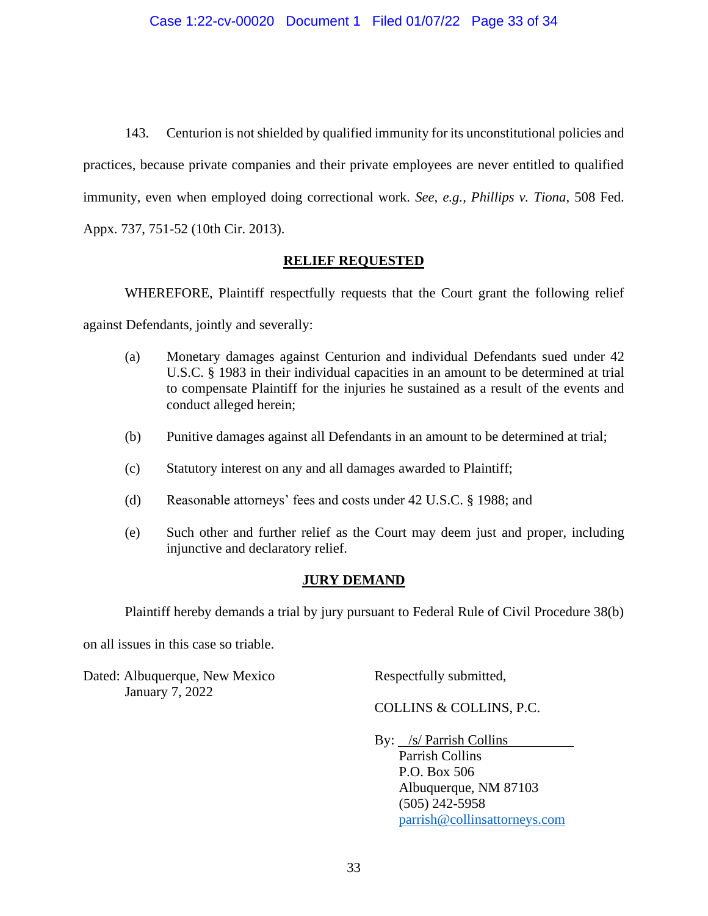143. Centurion is not shielded by qualified immunity for its unconstitutional policies and practices, because private companies and their private employees are never entitled to qualified immunity, even when employed doing correctional work. *See, e.g., Phillips v. Tiona*, 508 Fed. Appx. 737, 751-52 (10th Cir. 2013).

## RELIEF REQUESTED

WHEREFORE, Plaintiff respectfully requests that the Court grant the following relief against Defendants, jointly and severally:

(a) Monetary damages against Centurion and individual Defendants sued under 42 U.S.C. § 1983 in their individual capacities in an amount to be determined at trial to compensate Plaintiff for the injuries he sustained as a result of the events and conduct alleged herein;

(b) Punitive damages against all Defendants in an amount to be determined at trial;

(c) Statutory interest on any and all damages awarded to Plaintiff;

(d) Reasonable attorneys' fees and costs under 42 U.S.C. § 1988; and

(e) Such other and further relief as the Court may deem just and proper, including injunctive and declaratory relief.

## JURY DEMAND

Plaintiff hereby demands a trial by jury pursuant to Federal Rule of Civil Procedure 38(b) on all issues in this case so triable.

Dated: Albuquerque, New Mexico
January 7, 2022

Respectfully submitted,

COLLINS & COLLINS, P.C.

By: /s/ Parrish Collins
Parrish Collins
P.O. Box 506
Albuquerque, NM 87103
(505) 242-5958
parrish@collinsattorneys.com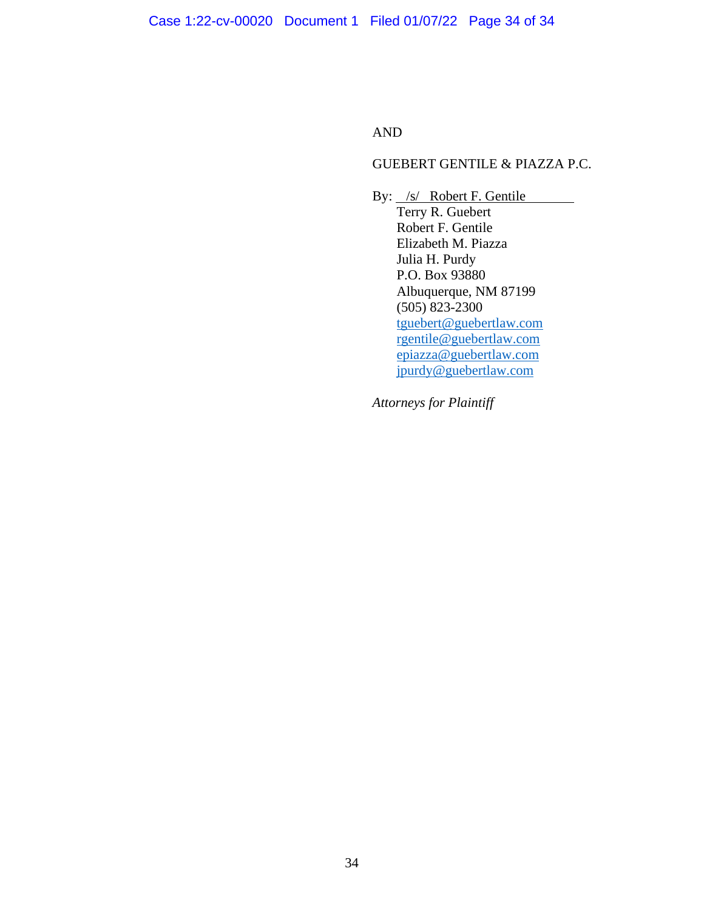AND

GUEBERT GENTILE & PIAZZA P.C.

By: /s/ Robert F. Gentile
Terry R. Guebert
Robert F. Gentile
Elizabeth M. Piazza
Julia H. Purdy
P.O. Box 93880
Albuquerque, NM 87199
(505) 823-2300
tguebert@guebertlaw.com
rgentile@guebertlaw.com
epiazza@guebertlaw.com
jpurdy@guebertlaw.com

*Attorneys for Plaintiff*